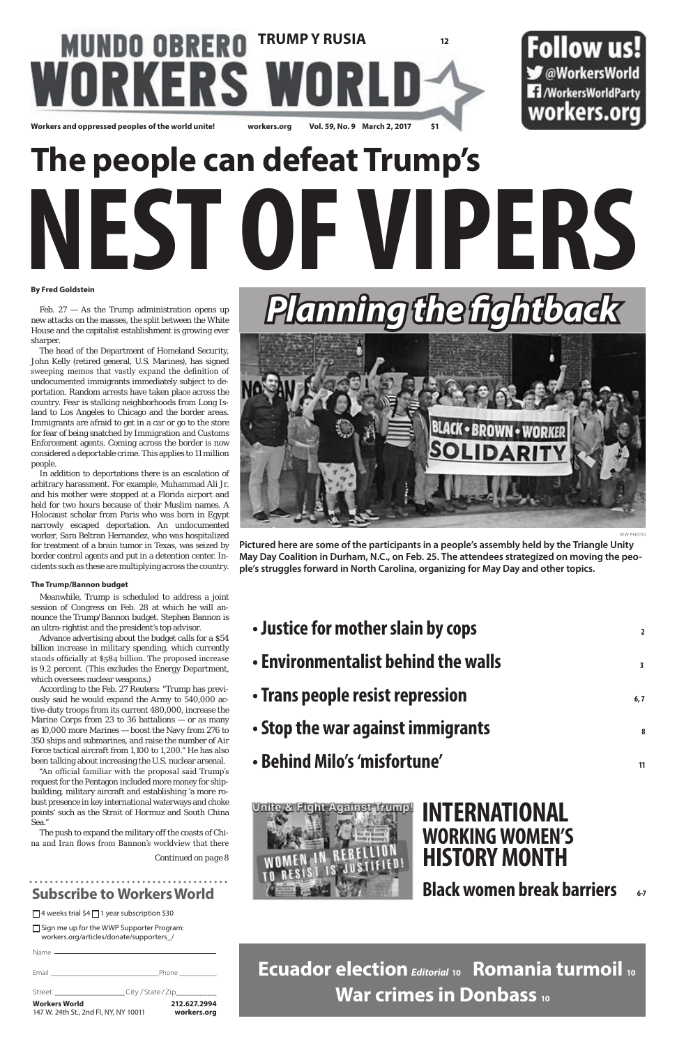# MUNDO OBRERO WORKERS WORLD

**TRUMP Y RUSIA** 12

**Follow us!** @WorkersWorld /WorkersWorldParty workers.org

**Workers and oppressed peoples of the world unite!** workers.org Vol. 59, No. 9 March 2, 2017 $1

# The people can defeat Trump's NEST OF VIPERS

**By Fred Goldstein**

Feb. 27 — As the Trump administration opens up new attacks on the masses, the split between the White House and the capitalist establishment is growing ever sharper.

The head of the Department of Homeland Security, John Kelly (retired general, U.S. Marines), has signed sweeping memos that vastly expand the definition of undocumented immigrants immediately subject to deportation. Random arrests have taken place across the country. Fear is stalking neighborhoods from Long Island to Los Angeles to Chicago and the border areas. Immigrants are afraid to get in a car or go to the store for fear of being snatched by Immigration and Customs Enforcement agents. Coming across the border is now considered a deportable crime. This applies to 11 million people.

In addition to deportations there is an escalation of arbitrary harassment. For example, Muhammad Ali Jr. and his mother were stopped at a Florida airport and held for two hours because of their Muslim names. A Holocaust scholar from Paris who was born in Egypt narrowly escaped deportation. An undocumented worker, Sara Beltran Hernandez, who was hospitalized for treatment of a brain tumor in Texas, was seized by border control agents and put in a detention center. Incidents such as these are multiplying across the country.

### The Trump/Bannon budget

Meanwhile, Trump is scheduled to address a joint session of Congress on Feb. 28 at which he will announce the Trump/Bannon budget. Stephen Bannon is an ultra-rightist and the president's top advisor.

Advance advertising about the budget calls for a $54 billion increase in military spending, which currently stands officially at $584 billion. The proposed increase is 9.2 percent. (This excludes the Energy Department, which oversees nuclear weapons.)

According to the Feb. 27 Reuters: "Trump has previously said he would expand the Army to 540,000 active-duty troops from its current 480,000, increase the Marine Corps from 23 to 36 battalions — or as many as 10,000 more Marines — boost the Navy from 276 to 350 ships and submarines, and raise the number of Air Force tactical aircraft from 1,100 to 1,200." He has also been talking about increasing the U.S. nuclear arsenal.

"An official familiar with the proposal said Trump's request for the Pentagon included more money for shipbuilding, military aircraft and establishing 'a more robust presence in key international waterways and choke points' such as the Strait of Hormuz and South China Sea."

The push to expand the military off the coasts of China and Iran flows from Bannon's worldview that there

Continued on page 8

## Planning the fightback

WW PHOTO

**Pictured here are some of the participants in a people's assembly held by the Triangle Unity May Day Coalition in Durham, N.C., on Feb. 25. The attendees strategized on moving the people's struggles forward in North Carolina, organizing for May Day and other topics.**

- **Justice for mother slain by cops** 2
- **Environmentalist behind the walls** 3
- **Trans people resist repression** 6, 7
- **Stop the war against immigrants** 8
- **Behind Milo's 'misfortune'** 11

## INTERNATIONAL WORKING WOMEN'S HISTORY MONTH

**Black women break barriers** 6-7

**Ecuador election** *Editorial* 10 **Romania turmoil** 10
**War crimes in Donbass** 10

## Subscribe to Workers World

☐ 4 weeks trial $4 ☐ 1 year subscription $30

☐ Sign me up for the WWP Supporter Program: workers.org/articles/donate/supporters_/

Name ____________

Email ____________ Phone ____________

Street ____________ City / State / Zip ____________

**Workers World** 147 W. 24th St., 2nd Fl, NY, NY 10011 **212.627.2994 workers.org**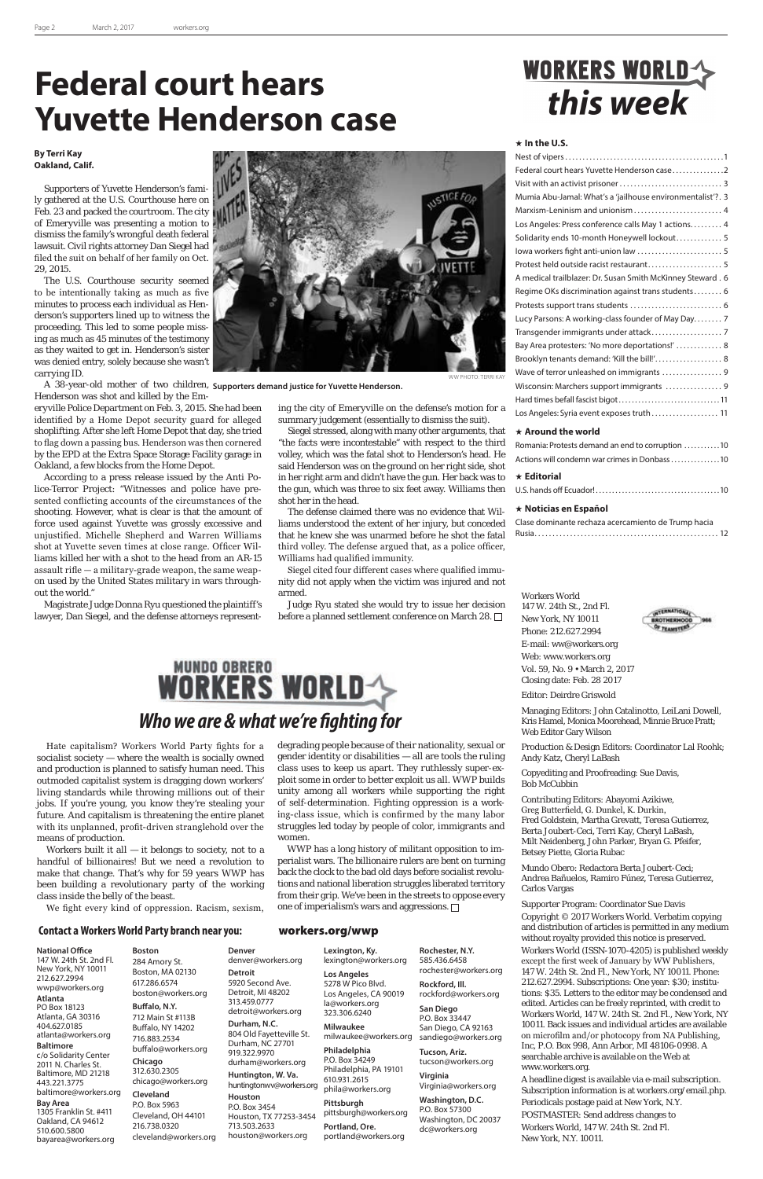# Federal court hears Yuvette Henderson case

**By Terri Kay**
**Oakland, Calif.**

Supporters of Yuvette Henderson's family gathered at the U.S. Courthouse here on Feb. 23 and packed the courtroom. The city of Emeryville was presenting a motion to dismiss the family's wrongful death federal lawsuit. Civil rights attorney Dan Siegel had filed the suit on behalf of her family on Oct. 29, 2015.

The U.S. Courthouse security seemed to be intentionally taking as much as five minutes to process each individual as Henderson's supporters lined up to witness the proceeding. This led to some people missing as much as 45 minutes of the testimony as they waited to get in. Henderson's sister was denied entry, solely because she wasn't carrying ID.

A 38-year-old mother of two children, Henderson was shot and killed by the Emeryville Police Department on Feb. 3, 2015. She had been identified by a Home Depot security guard for alleged shoplifting. After she left Home Depot that day, she tried to flag down a passing bus. Henderson was then cornered by the EPD at the Extra Space Storage Facility garage in Oakland, a few blocks from the Home Depot.

According to a press release issued by the Anti Police-Terror Project: "Witnesses and police have presented conflicting accounts of the circumstances of the shooting. However, what is clear is that the amount of force used against Yuvette was grossly excessive and unjustified. Michelle Shepherd and Warren Williams shot at Yuvette seven times at close range. Officer Williams killed her with a shot to the head from an AR-15 assault rifle — a military-grade weapon, the same weapon used by the United States military in wars throughout the world."

Magistrate Judge Donna Ryu questioned the plaintiff's lawyer, Dan Siegel, and the defense attorneys representing the city of Emeryville on the defense's motion for a summary judgement (essentially to dismiss the suit).

Siegel stressed, along with many other arguments, that "the facts were incontestable" with respect to the third volley, which was the fatal shot to Henderson's head. He said Henderson was on the ground on her right side, shot in her right arm and didn't have the gun. Her back was to the gun, which was three to six feet away. Williams then shot her in the head.

The defense claimed there was no evidence that Williams understood the extent of her injury, but conceded that he knew she was unarmed before he shot the fatal third volley. The defense argued that, as a police officer, Williams had qualified immunity.

Siegel cited four different cases where qualified immunity did not apply when the victim was injured and not armed.

Judge Ryu stated she would try to issue her decision before a planned settlement conference on March 28. ☐

WW PHOTO: TERRI KAY

Supporters demand justice for Yuvette Henderson.

# WORKERS WORLD *this week*

**★ In the U.S.**

- Nest of vipers ... 1
- Federal court hears Yuvette Henderson case ... 2
- Visit with an activist prisoner ... 3
- Mumia Abu-Jamal: What's a 'jailhouse environmentalist'? . 3
- Marxism-Leninism and unionism ... 4
- Los Angeles: Press conference calls May 1 actions ... 4
- Solidarity ends 10-month Honeywell lockout ... 5
- Iowa workers fight anti-union law ... 5
- Protest held outside racist restaurant ... 5
- A medical trailblazer: Dr. Susan Smith McKinney Steward . 6
- Regime OKs discrimination against trans students ... 6
- Protests support trans students ... 6
- Lucy Parsons: A working-class founder of May Day ... 7
- Transgender immigrants under attack ... 7
- Bay Area protesters: 'No more deportations!' ... 8
- Brooklyn tenants demand: 'Kill the bill!' ... 8
- Wave of terror unleashed on immigrants ... 9
- Wisconsin: Marchers support immigrants ... 9
- Hard times befall fascist bigot ... 11
- Los Angeles: Syria event exposes truth ... 11

**★ Around the world**

- Romania: Protests demand an end to corruption ... 10
- Actions will condemn war crimes in Donbass ... 10

**★ Editorial**

- U.S. hands off Ecuador! ... 10

**★ Noticias en Español**

- Clase dominante rechaza acercamiento de Trump hacia Rusia ... 12

# MUNDO OBRERO WORKERS WORLD

## *Who we are & what we're fighting for*

Hate capitalism? Workers World Party fights for a socialist society — where the wealth is socially owned and production is planned to satisfy human need. This outmoded capitalist system is dragging down workers' living standards while throwing millions out of their jobs. If you're young, you know they're stealing your future. And capitalism is threatening the entire planet with its unplanned, profit-driven stranglehold over the means of production.

Workers built it all — it belongs to society, not to a handful of billionaires! But we need a revolution to make that change. That's why for 59 years WWP has been building a revolutionary party of the working class inside the belly of the beast.

We fight every kind of oppression. Racism, sexism, degrading people because of their nationality, sexual or gender identity or disabilities — all are tools the ruling class uses to keep us apart. They ruthlessly super-exploit some in order to better exploit us all. WWP builds unity among all workers while supporting the right of self-determination. Fighting oppression is a working-class issue, which is confirmed by the many labor struggles led today by people of color, immigrants and women.

WWP has a long history of militant opposition to imperialist wars. The billionaire rulers are bent on turning back the clock to the bad old days before socialist revolutions and national liberation struggles liberated territory from their grip. We've been in the streets to oppose every one of imperialism's wars and aggressions. ☐

### Contact a Workers World Party branch near you: workers.org/wwp

**National Office**
147 W. 24th St. 2nd Fl.
New York, NY 10011
212.627.2994
wwp@workers.org

**Atlanta**
PO Box 18123
Atlanta, GA 30316
404.627.0185
atlanta@workers.org

**Baltimore**
c/o Solidarity Center
2011 N. Charles St.
Baltimore, MD 21218
443.221.3775
baltimore@workers.org

**Bay Area**
1305 Franklin St. #411
Oakland, CA 94612
510.600.5800
bayarea@workers.org

**Boston**
284 Amory St.
Boston, MA 02130
617.286.6574
boston@workers.org

**Buffalo, N.Y.**
712 Main St #113B
Buffalo, NY 14202
716.883.2534
buffalo@workers.org

**Chicago**
312.630.2305
chicago@workers.org

**Cleveland**
P.O. Box 5963
Cleveland, OH 44101
216.738.0320
cleveland@workers.org

**Denver**
denver@workers.org

**Detroit**
5920 Second Ave.
Detroit, MI 48202
313.459.0777
detroit@workers.org

**Durham, N.C.**
804 Old Fayetteville St.
Durham, NC 27701
919.322.9970
durham@workers.org

**Huntington, W. Va.**
huntingtonwv@workers.org

**Houston**
P.O. Box 3454
Houston, TX 77253-3454
713.503.2633
houston@workers.org

**Lexington, Ky.**
lexington@workers.org

**Los Angeles**
5278 W Pico Blvd.
Los Angeles, CA 90019
la@workers.org
323.306.6240

**Milwaukee**
milwaukee@workers.org

**Philadelphia**
P.O. Box 34249
Philadelphia, PA 19101
610.931.2615
phila@workers.org

**Pittsburgh**
pittsburgh@workers.org

**Portland, Ore.**
portland@workers.org

**Rochester, N.Y.**
585.436.6458
rochester@workers.org

**Rockford, Ill.**
rockford@workers.org

**San Diego**
P.O. Box 33447
San Diego, CA 92163
sandiego@workers.org

**Tucson, Ariz.**
tucson@workers.org

**Virginia**
Virginia@workers.org

**Washington, D.C.**
P.O. Box 57300
Washington, DC 20037
dc@workers.org

Workers World
147 W. 24th St., 2nd Fl.
New York, NY 10011
Phone: 212.627.2994
E-mail: ww@workers.org
Web: www.workers.org
Vol. 59, No. 9 • March 2, 2017
Closing date: Feb. 28 2017

Editor: Deirdre Griswold

Managing Editors: John Catalinotto, LeiLani Dowell, Kris Hamel, Monica Moorehead, Minnie Bruce Pratt; Web Editor Gary Wilson

Production & Design Editors: Coordinator Lal Roohk; Andy Katz, Cheryl LaBash

Copyediting and Proofreading: Sue Davis, Bob McCubbin

Contributing Editors: Abayomi Azikiwe, Greg Butterfield, G. Dunkel, K. Durkin, Fred Goldstein, Martha Grevatt, Teresa Gutierrez, Berta Joubert-Ceci, Terri Kay, Cheryl LaBash, Milt Neidenberg, John Parker, Bryan G. Pfeifer, Betsey Piette, Gloria Rubac

Mundo Obero: Redactora Berta Joubert-Ceci; Andrea Bañuelos, Ramiro Fúnez, Teresa Gutierrez, Carlos Vargas

Supporter Program: Coordinator Sue Davis

Copyright © 2017 Workers World. Verbatim copying and distribution of articles is permitted in any medium without royalty provided this notice is preserved.

Workers World (ISSN-1070-4205) is published weekly except the first week of January by WW Publishers, 147 W. 24th St. 2nd Fl., New York, NY 10011. Phone: 212.627.2994. Subscriptions: One year: $30; institutions: $35. Letters to the editor may be condensed and edited. Articles can be freely reprinted, with credit to Workers World, 147 W. 24th St. 2nd Fl., New York, NY 10011. Back issues and individual articles are available on microfilm and/or photocopy from NA Publishing, Inc, P.O. Box 998, Ann Arbor, MI 48106-0998. A searchable archive is available on the Web at www.workers.org.

A headline digest is available via e-mail subscription. Subscription information is at workers.org/email.php.

Periodicals postage paid at New York, N.Y.

POSTMASTER: Send address changes to Workers World, 147 W. 24th St. 2nd Fl. New York, N.Y. 10011.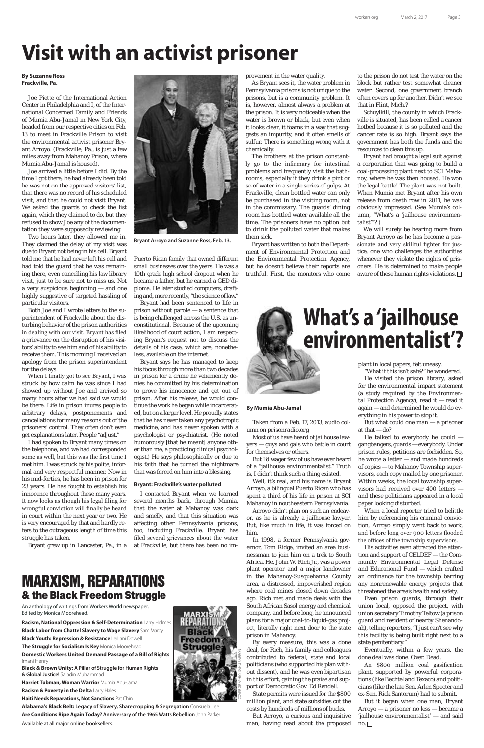# Visit with an activist prisoner

**By Suzanne Ross**
**Frackville, Pa.**

Joe Piette of the International Action Center in Philadelphia and I, of the International Concerned Family and Friends of Mumia Abu-Jamal in New York City, headed from our respective cities on Feb. 13 to meet in Frackville Prison to visit the environmental activist prisoner Bryant Arroyo. (Frackville, Pa., is just a few miles away from Mahanoy Prison, where Mumia Abu-Jamal is housed).

Joe arrived a little before I did. By the time I got there, he had already been told he was not on the approved visitors' list, that there was no record of his scheduled visit, and that he could not visit Bryant. We asked the guards to check the list again, which they claimed to do, but they refused to show Joe any of the documentation they were supposedly reviewing.

Two hours later, they allowed me in. They claimed the delay of my visit was due to Bryant not being in his cell. Bryant told me that he had never left his cell and had told the guard that he was remaining there, even cancelling his law library visit, just to be sure not to miss us. Not a very auspicious beginning — and one highly suggestive of targeted hassling of particular visitors.

Both Joe and I wrote letters to the superintendent of Frackville about the disturbing behavior of the prison authorities in dealing with our visit. Bryant has filed a grievance on the disruption of his visitors' ability to see him and of his ability to receive them. This morning I received an apology from the prison superintendent for the delays.

When I finally got to see Bryant, I was struck by how calm he was since I had showed up without Joe and arrived so many hours after we had said we would be there. Life in prison inures people to arbitrary delays, postponements and cancellations for many reasons out of the prisoners' control. They often don't even get explanations later. People "adjust."

I had spoken to Bryant many times on the telephone, and we had corresponded some as well, but this was the first time I met him. I was struck by his polite, informal and very respectful manner. Now in his mid-forties, he has been in prison for 23 years. He has fought to establish his innocence throughout these many years. It now looks as though his legal filing for wrongful conviction will finally be heard in court within the next year or two. He is very encouraged by that and hardly refers to the outrageous length of time this struggle has taken.

Bryant grew up in Lancaster, Pa., in a Puerto Rican family that owned different small businesses over the years. He was a 10th grade high school dropout when he became a father, but he earned a GED diploma. He later studied computers, drafting and, more recently, "the science of law."

Bryant Arroyo and Suzanne Ross, Feb. 13.

Bryant had been sentenced to life in prison without parole — a sentence that is being challenged across the U.S. as unconstitutional. Because of the upcoming likelihood of court action, I am respecting Bryant's request not to discuss the details of his case, which are, nonetheless, available on the internet.

Bryant says he has managed to keep his focus through more than two decades in prison for a crime he vehemently denies he committed by his determination to prove his innocence and get out of prison. After his release, he would continue the work he began while incarcerated, but on a larger level. He proudly states that he has never taken any psychotropic medicine, and has never spoken with a psychologist or psychiatrist. (He noted humorously [that he meant] anyone other than me, a practicing clinical psychologist.) He says philosophically or due to his faith that he turned the nightmare that was forced on him into a blessing.

### Bryant: Frackville's water polluted

I contacted Bryant when we learned several months back, through Mumia, that the water at Mahanoy was dark and smelly, and that this situation was affecting other Pennsylvania prisons, too, including Frackville. Bryant has filed several grievances about the water at Frackville, but there has been no improvement in the water quality.

As Bryant sees it, the water problem in Pennsylvania prisons is not unique to the prisons, but is a community problem. It is, however, almost always a problem at the prison. It is very noticeable when the water is brown or black, but even when it looks clear, it foams in a way that suggests an impurity, and it often smells of sulfur. There is something wrong with it chemically.

The brothers at the prison constantly go to the infirmary for intestinal problems and frequently visit the bathrooms, especially if they drink a pint or so of water in a single series of gulps. At Frackville, clean bottled water can only be purchased in the visiting room, not in the commissary. The guards' dining room has bottled water available all the time. The prisoners have no option but to drink the polluted water that makes them sick.

Bryant has written to both the Department of Environmental Protection and the Environmental Protection Agency, but he doesn't believe their reports are truthful. First, the monitors who come to the prison do not test the water on the block but rather test somewhat cleaner water. Second, one government branch often covers up for another. Didn't we see that in Flint, Mich.?

Schuylkill, the county in which Frackville is situated, has been called a cancer hotbed because it is so polluted and the cancer rate is so high. Bryant says the government has both the funds and the resources to clean this up.

Bryant had brought a legal suit against a corporation that was going to build a coal-processing plant next to SCI Mahanoy, where he was then housed. He won the legal battle! The plant was not built. When Mumia met Bryant after his own release from death row in 2011, he was obviously impressed. (See Mumia's column, "What's a 'jailhouse environmentalist'"? )

We will surely be hearing more from Bryant Arroyo as he has become a passionate and very skillful fighter for justice, one who challenges the authorities whenever they violate the rights of prisoners. He is determined to make people aware of these human rights violations. □

# What's a 'jailhouse environmentalist'?

**By Mumia Abu-Jamal**

*Taken from a Feb. 17, 2013, audio column on prisonradio.org*

Most of us have heard of jailhouse lawyers — guys and gals who battle in court for themselves or others.

But I'd wager few of us have ever heard of a "jailhouse environmentalist." Truth is, I didn't think such a thing existed.

Well, it's real, and his name is Bryant Arroyo, a bilingual Puerto Rican who has spent a third of his life in prison at SCI Mahanoy in northeastern Pennsylvania.

Arroyo didn't plan on such an endeavor, as he is already a jailhouse lawyer. But, like much in life, it was forced on him.

In 1998, a former Pennsylvania governor, Tom Ridge, invited an area businessman to join him on a trek to South Africa. He, John W. Rich Jr., was a power plant operator and a major landowner in the Mahanoy-Susquehanna County area, a distressed, impoverished region where coal mines closed down decades ago. Rich met and made deals with the South African Sasol energy and chemical company, and before long, he announced plans for a major coal-to-liquid-gas project, literally right next door to the state prison in Mahanoy.

By every measure, this was a done deal, for Rich, his family and colleagues contributed to federal, state and local politicians (who supported his plan without dissent), and he was even bipartisan in this effort, gaining the praise and support of Democratic Gov. Ed Rendell.

State permits were issued for the $800 million plant, and state subsidies cut the costs by hundreds of millions of bucks.

But Arroyo, a curious and inquisitive man, having read about the proposed plant in local papers, felt uneasy.

"What if this isn't safe?" he wondered.

He visited the prison library, asked for the environmental impact statement (a study required by the Environmental Protection Agency), read it — read it again — and determined he would do everything in his power to stop it.

But what could one man — a prisoner at that — do?

He talked to everybody he could — gangbangers, guards — everybody. Under prison rules, petitions are forbidden. So, he wrote a letter — and made hundreds of copies — to Mahanoy Township supervisors, each copy mailed by one prisoner. Within weeks, the local township supervisors had received over 400 letters — and these politicians appeared in a local paper looking disturbed.

When a local reporter tried to belittle him by referencing his criminal conviction, Arroyo simply went back to work, and before long over 900 letters flooded the offices of the township supervisors.

His activities even attracted the attention and support of CELDEF — the Community Environmental Legal Defense and Educational Fund — which crafted an ordinance for the township barring any nonrenewable energy projects that threatened the area's health and safety.

Even prison guards, through their union local, opposed the project, with union secretary Timothy Teltow (a prison guard and resident of nearby Shenandoah), telling reporters, "I just can't see why this facility is being built right next to a state penitentiary."

Eventually, within a few years, the done deal was done. Over. Dead.

An $800 million coal gasification plant, supported by powerful corporations (like Bechtel and Texaco) and politicians (like the late Sen. Arlen Specter and ex-Sen. Rick Santorum) had to submit.

But it began when one man, Bryant Arroyo — a prisoner no less — became a 'jailhouse environmentalist' — and said no. □

## MARXISM, REPARATIONS & the Black Freedom Struggle

An anthology of writings from Workers World newspaper. Edited by Monica Moorehead.

- **Racism, National Oppression & Self-Determination** Larry Holmes
- **Black Labor from Chattel Slavery to Wage Slavery** Sam Marcy
- **Black Youth: Repression & Resistance** LeiLani Dowell
- **The Struggle for Socialism Is Key** Monica Moorehead
- **Domestic Workers United Demand Passage of a Bill of Rights** Imani Henry
- **Black & Brown Unity: A Pillar of Struggle for Human Rights & Global Justice!** Saladin Muhammad
- **Harriet Tubman, Woman Warrior** Mumia Abu-Jamal
- **Racism & Poverty in the Delta** Larry Hales
- **Haiti Needs Reparations, Not Sanctions** Pat Chin
- **Alabama's Black Belt: Legacy of Slavery, Sharecropping & Segregation** Consuela Lee
- **Are Conditions Ripe Again Today? Anniversary of the 1965 Watts Rebellion** John Parker

Available at all major online booksellers.

COVER GRAPHIC: SAHU BARRON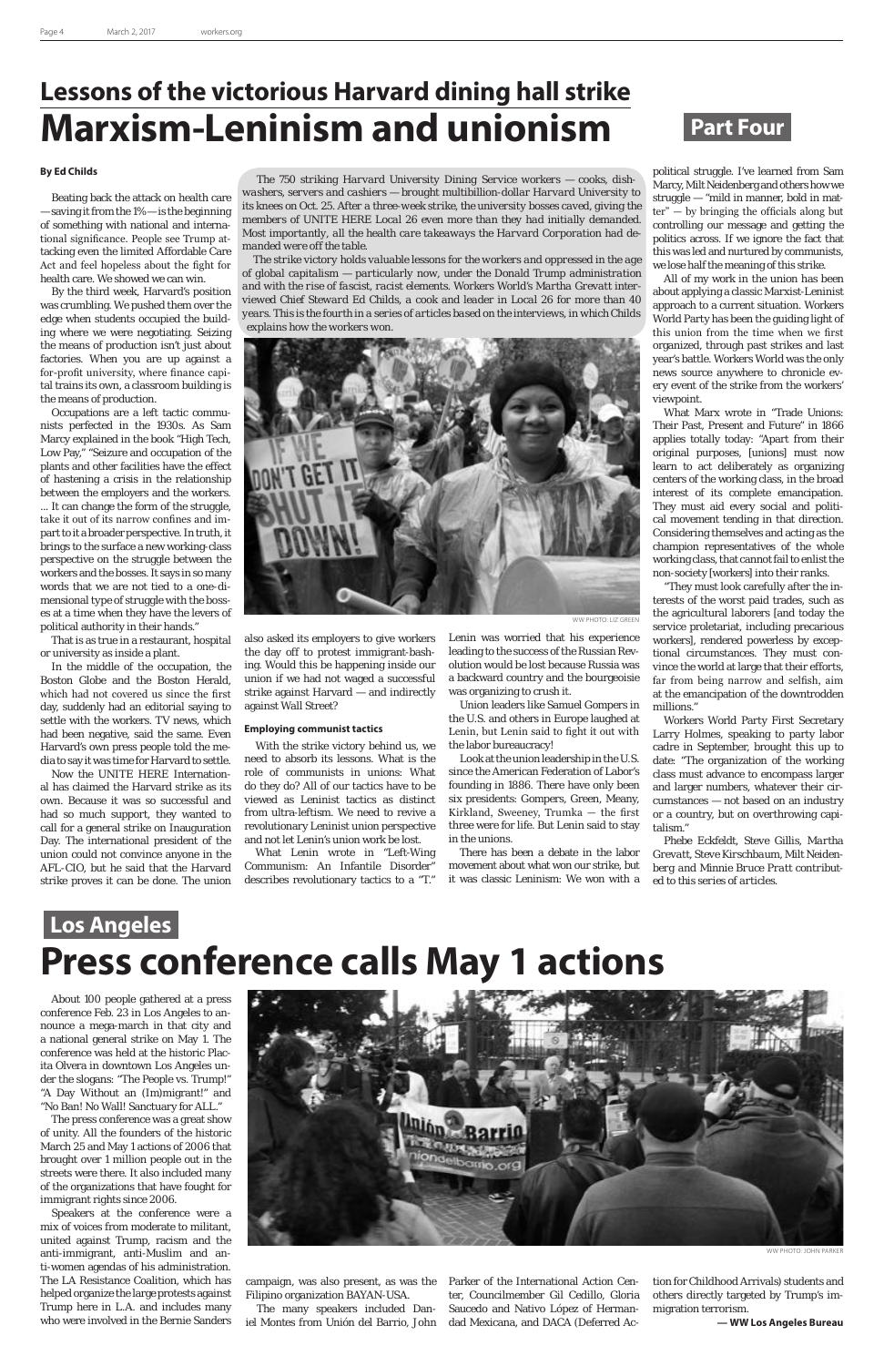## Lessons of the victorious Harvard dining hall strike

# Marxism-Leninism and unionism

**Part Four**

**By Ed Childs**

*The 750 striking Harvard University Dining Service workers — cooks, dishwashers, servers and cashiers — brought multibillion-dollar Harvard University to its knees on Oct. 25. After a three-week strike, the university bosses caved, giving the members of UNITE HERE Local 26 even more than they had initially demanded. Most importantly, all the health care takeaways the Harvard Corporation had demanded were off the table.*

*The strike victory holds valuable lessons for the workers and oppressed in the age of global capitalism — particularly now, under the Donald Trump administration and with the rise of fascist, racist elements. Workers World's Martha Grevatt interviewed Chief Steward Ed Childs, a cook and leader in Local 26 for more than 40 years. This is the fourth in a series of articles based on the interviews, in which Childs explains how the workers won.*

Beating back the attack on health care — saving it from the 1% — is the beginning of something with national and international significance. People see Trump attacking even the limited Affordable Care Act and feel hopeless about the fight for health care. We showed we can win.

By the third week, Harvard's position was crumbling. We pushed them over the edge when students occupied the building where we were negotiating. Seizing the means of production isn't just about factories. When you are up against a for-profit university, where finance capital trains its own, a classroom building is the means of production.

Occupations are a left tactic communists perfected in the 1930s. As Sam Marcy explained in the book "High Tech, Low Pay," "Seizure and occupation of the plants and other facilities have the effect of hastening a crisis in the relationship between the employers and the workers. ... It can change the form of the struggle, take it out of its narrow confines and impart to it a broader perspective. In truth, it brings to the surface a new working-class perspective on the struggle between the workers and the bosses. It says in so many words that we are not tied to a one-dimensional type of struggle with the bosses at a time when they have the levers of political authority in their hands."

That is as true in a restaurant, hospital or university as inside a plant.

In the middle of the occupation, the Boston Globe and the Boston Herald, which had not covered us since the first day, suddenly had an editorial saying to settle with the workers. TV news, which had been negative, said the same. Even Harvard's own press people told the media to say it was time for Harvard to settle.

Now the UNITE HERE International has claimed the Harvard strike as its own. Because it was so successful and had so much support, they wanted to call for a general strike on Inauguration Day. The international president of the union could not convince anyone in the AFL-CIO, but he said that the Harvard strike proves it can be done. The union also asked its employers to give workers the day off to protest immigrant-bashing. Would this be happening inside our union if we had not waged a successful strike against Harvard — and indirectly against Wall Street?

WW PHOTO: LIZ GREEN

### Employing communist tactics

With the strike victory behind us, we need to absorb its lessons. What is the role of communists in unions: What do they do? All of our tactics have to be viewed as Leninist tactics as distinct from ultra-leftism. We need to revive a revolutionary Leninist union perspective and not let Lenin's union work be lost.

What Lenin wrote in "Left-Wing Communism: An Infantile Disorder" describes revolutionary tactics to a "T." Lenin was worried that his experience leading to the success of the Russian Revolution would be lost because Russia was a backward country and the bourgeoisie was organizing to crush it.

Union leaders like Samuel Gompers in the U.S. and others in Europe laughed at Lenin, but Lenin said to fight it out with the labor bureaucracy!

Look at the union leadership in the U.S. since the American Federation of Labor's founding in 1886. There have only been six presidents: Gompers, Green, Meany, Kirkland, Sweeney, Trumka — the first three were for life. But Lenin said to stay in the unions.

There has been a debate in the labor movement about what won our strike, but it was classic Leninism: We won with a political struggle. I've learned from Sam Marcy, Milt Neidenberg and others how we struggle — "mild in manner, bold in matter" — by bringing the officials along but controlling our message and getting the politics across. If we ignore the fact that this was led and nurtured by communists, we lose half the meaning of this strike.

All of my work in the union has been about applying a classic Marxist-Leninist approach to a current situation. Workers World Party has been the guiding light of this union from the time when we first organized, through past strikes and last year's battle. Workers World was the only news source anywhere to chronicle every event of the strike from the workers' viewpoint.

What Marx wrote in "Trade Unions: Their Past, Present and Future" in 1866 applies totally today: "Apart from their original purposes, [unions] must now learn to act deliberately as organizing centers of the working class, in the broad interest of its complete emancipation. They must aid every social and political movement tending in that direction. Considering themselves and acting as the champion representatives of the whole working class, that cannot fail to enlist the non-society [workers] into their ranks.

"They must look carefully after the interests of the worst paid trades, such as the agricultural laborers [and today the service proletariat, including precarious workers], rendered powerless by exceptional circumstances. They must convince the world at large that their efforts, far from being narrow and selfish, aim at the emancipation of the downtrodden millions."

Workers World Party First Secretary Larry Holmes, speaking to party labor cadre in September, brought this up to date: "The organization of the working class must advance to encompass larger and larger numbers, whatever their circumstances — not based on an industry or a country, but on overthrowing capitalism."

*Phebe Eckfeldt, Steve Gillis, Martha Grevatt, Steve Kirschbaum, Milt Neidenberg and Minnie Bruce Pratt contributed to this series of articles.*

## Los Angeles

# Press conference calls May 1 actions

About 100 people gathered at a press conference Feb. 23 in Los Angeles to announce a mega-march in that city and a national general strike on May 1. The conference was held at the historic Placita Olvera in downtown Los Angeles under the slogans: "The People vs. Trump!" "A Day Without an (Im)migrant!" and "No Ban! No Wall! Sanctuary for ALL."

The press conference was a great show of unity. All the founders of the historic March 25 and May 1 actions of 2006 that brought over 1 million people out in the streets were there. It also included many of the organizations that have fought for immigrant rights since 2006.

Speakers at the conference were a mix of voices from moderate to militant, united against Trump, racism and the anti-immigrant, anti-Muslim and anti-women agendas of his administration. The LA Resistance Coalition, which has helped organize the large protests against Trump here in L.A. and includes many who were involved in the Bernie Sanders campaign, was also present, as was the Filipino organization BAYAN-USA.

WW PHOTO: JOHN PARKER

The many speakers included Daniel Montes from Unión del Barrio, John Parker of the International Action Center, Councilmember Gil Cedillo, Gloria Saucedo and Nativo López of Hermandad Mexicana, and DACA (Deferred Action for Childhood Arrivals) students and others directly targeted by Trump's immigration terrorism.

**— WW Los Angeles Bureau**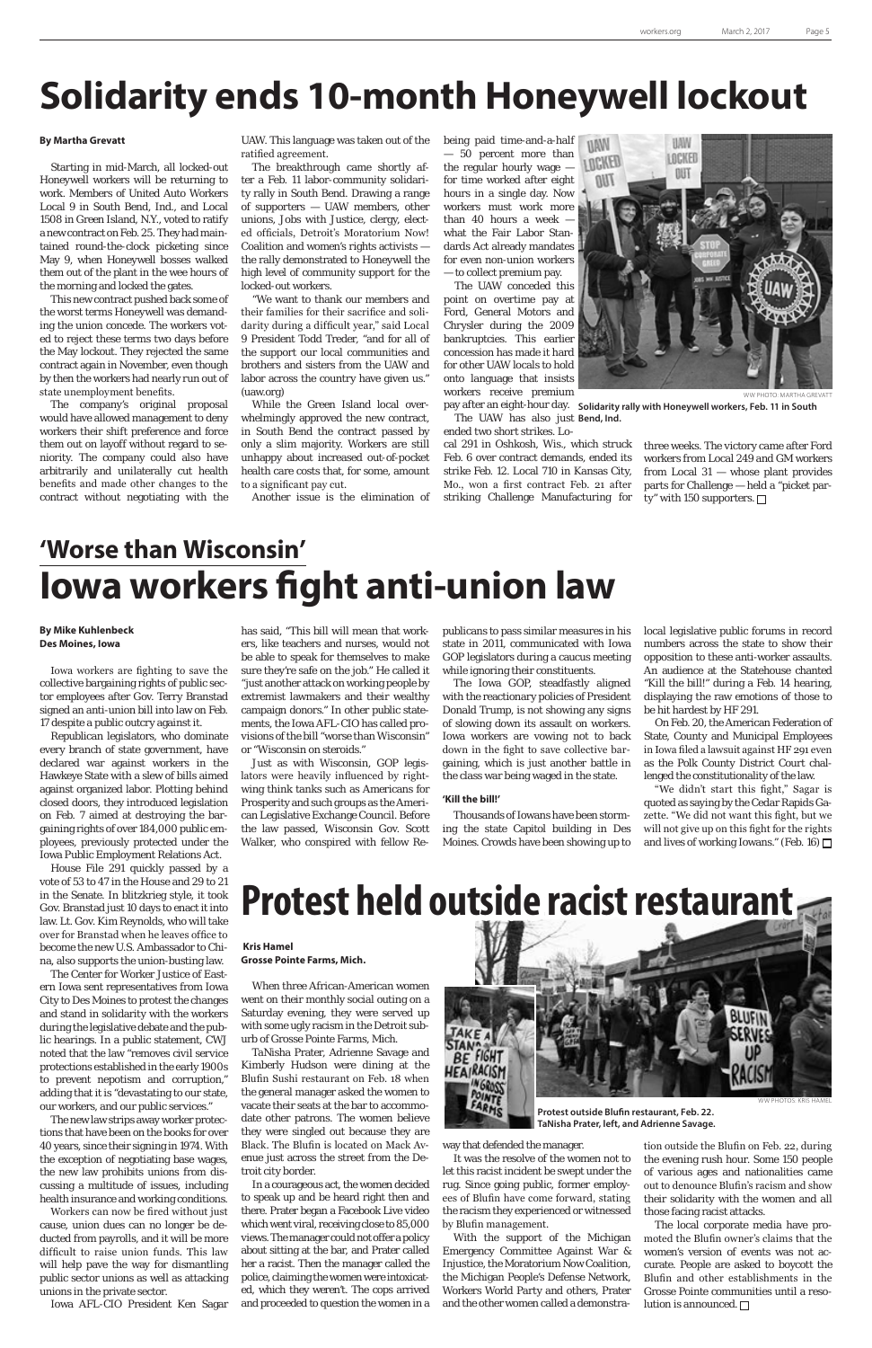# Solidarity ends 10-month Honeywell lockout

**By Martha Grevatt**

Starting in mid-March, all locked-out Honeywell workers will be returning to work. Members of United Auto Workers Local 9 in South Bend, Ind., and Local 1508 in Green Island, N.Y., voted to ratify a new contract on Feb. 25. They had maintained round-the-clock picketing since May 9, when Honeywell bosses walked them out of the plant in the wee hours of the morning and locked the gates.

This new contract pushed back some of the worst terms Honeywell was demanding the union concede. The workers voted to reject these terms two days before the May lockout. They rejected the same contract again in November, even though by then the workers had nearly run out of state unemployment benefits.

The company's original proposal would have allowed management to deny workers their shift preference and force them out on layoff without regard to seniority. The company could also have arbitrarily and unilaterally cut health benefits and make other changes to the contract without negotiating with the UAW. This language was taken out of the ratified agreement.

The breakthrough came shortly after a Feb. 11 labor-community solidarity rally in South Bend. Drawing a range of supporters — UAW members, other unions, Jobs with Justice, clergy, elected officials, Detroit's Moratorium Now! Coalition and women's rights activists — the rally demonstrated to Honeywell the high level of community support for the locked-out workers.

"We want to thank our members and their families for their sacrifice and solidarity during a difficult year," said Local 9 President Todd Treder, "and for all of the support our local communities and brothers and sisters from the UAW and labor across the country have given us." (uaw.org)

While the Green Island local overwhelmingly approved the new contract, in South Bend the contract passed by only a slim majority. Workers are still unhappy about increased out-of-pocket health care costs that, for some, amount to a significant pay cut.

Another issue is the elimination of being paid time-and-a-half — 50 percent more than the regular hourly wage — for time worked after eight hours in a single day. Now workers must work more than 40 hours a week — what the Fair Labor Standards Act already mandates for even non-union workers — to collect premium pay.

The UAW conceded this point on overtime pay at Ford, General Motors and Chrysler during the 2009 bankruptcies. This earlier concession has made it hard for other UAW locals to hold onto language that insists workers receive premium pay after an eight-hour day.

The UAW has also just ended two short strikes. Local 291 in Oshkosh, Wis., which struck Feb. 6 over contract demands, ended its strike Feb. 12. Local 710 in Kansas City, Mo., won a first contract Feb. 21 after striking Challenge Manufacturing for three weeks. The victory came after Ford workers from Local 249 and GM workers from Local 31 — whose plant provides parts for Challenge — held a "picket party" with 150 supporters.

WW PHOTO: MARTHA GREVATT

**Solidarity rally with Honeywell workers, Feb. 11 in South Bend, Ind.**

## 'Worse than Wisconsin'

# Iowa workers fight anti-union law

**By Mike Kuhlenbeck**
**Des Moines, Iowa**

Iowa workers are fighting to save the collective bargaining rights of public sector employees after Gov. Terry Branstad signed an anti-union bill into law on Feb. 17 despite a public outcry against it.

Republican legislators, who dominate every branch of state government, have declared war against workers in the Hawkeye State with a slew of bills aimed against organized labor. Plotting behind closed doors, they introduced legislation on Feb. 7 aimed at destroying the bargaining rights of over 184,000 public employees, previously protected under the Iowa Public Employment Relations Act.

House File 291 quickly passed by a vote of 53 to 47 in the House and 29 to 21 in the Senate. In blitzkrieg style, it took Gov. Branstad just 10 days to enact it into law. Lt. Gov. Kim Reynolds, who will take over for Branstad when he leaves office to become the new U.S. Ambassador to China, also supports the union-busting law.

The Center for Worker Justice of Eastern Iowa sent representatives from Iowa City to Des Moines to protest the changes and stand in solidarity with the workers during the legislative debate and the public hearings. In a public statement, CWJ noted that the law "removes civil service protections established in the early 1900s to prevent nepotism and corruption," adding that it is "devastating to our state, our workers, and our public services."

The new law strips away worker protections that have been on the books for over 40 years, since their signing in 1974. With the exception of negotiating base wages, the new law prohibits unions from discussing a multitude of issues, including health insurance and working conditions.

Workers can now be fired without just cause, union dues can no longer be deducted from payrolls, and it will be more difficult to raise union funds. This law will help pave the way for dismantling public sector unions as well as attacking unions in the private sector.

Iowa AFL-CIO President Ken Sagar has said, "This bill will mean that workers, like teachers and nurses, would not be able to speak for themselves to make sure they're safe on the job." He called it "just another attack on working people by extremist lawmakers and their wealthy campaign donors." In other public statements, the Iowa AFL-CIO has called provisions of the bill "worse than Wisconsin" or "Wisconsin on steroids."

Just as with Wisconsin, GOP legislators were heavily influenced by right-wing think tanks such as Americans for Prosperity and such groups as the American Legislative Exchange Council. Before the law passed, Wisconsin Gov. Scott Walker, who conspired with fellow Republicans to pass similar measures in his state in 2011, communicated with Iowa GOP legislators during a caucus meeting while ignoring their constituents.

The Iowa GOP, steadfastly aligned with the reactionary policies of President Donald Trump, is not showing any signs of slowing down its assault on workers. Iowa workers are vowing not to back down in the fight to save collective bargaining, which is just another battle in the class war being waged in the state.

### 'Kill the bill!'

Thousands of Iowans have been storming the state Capitol building in Des Moines. Crowds have been showing up to local legislative public forums in record numbers across the state to show their opposition to these anti-worker assaults. An audience at the Statehouse chanted "Kill the bill!" during a Feb. 14 hearing, displaying the raw emotions of those to be hit hardest by HF 291.

On Feb. 20, the American Federation of State, County and Municipal Employees in Iowa filed a lawsuit against HF 291 even as the Polk County District Court challenged the constitutionality of the law.

"We didn't start this fight," Sagar is quoted as saying by the Cedar Rapids Gazette. "We did not want this fight, but we will not give up on this fight for the rights and lives of working Iowans." (Feb. 16)

# Protest held outside racist restaurant

**Kris Hamel**
**Grosse Pointe Farms, Mich.**

When three African-American women went on their monthly social outing on a Saturday evening, they were served up with some ugly racism in the Detroit suburb of Grosse Pointe Farms, Mich.

TaNisha Prater, Adrienne Savage and Kimberly Hudson were dining at the Blufin Sushi restaurant on Feb. 18 when the general manager asked the women to vacate their seats at the bar to accommodate other patrons. The women believe they were singled out because they are Black. The Blufin is located on Mack Avenue just across the street from the Detroit city border.

In a courageous act, the women decided to speak up and be heard right then and there. Prater began a Facebook Live video which went viral, receiving close to 85,000 views. The manager could not offer a policy about sitting at the bar, and Prater called her a racist. Then the manager called the police, claiming the women were intoxicated, which they weren't. The cops arrived and proceeded to question the women in a way that defended the manager.

It was the resolve of the women not to let this racist incident be swept under the rug. Since going public, former employees of Blufin have come forward, stating the racism they experienced or witnessed by Blufin management.

With the support of the Michigan Emergency Committee Against War & Injustice, the Moratorium Now Coalition, the Michigan People's Defense Network, Workers World Party and others, Prater and the other women called a demonstration outside the Blufin on Feb. 22, during the evening rush hour. Some 150 people of various ages and nationalities came out to denounce Blufin's racism and show their solidarity with the women and all those facing racist attacks.

The local corporate media have promoted the Blufin owner's claims that the women's version of events was not accurate. People are asked to boycott the Blufin and other establishments in the Grosse Pointe communities until a resolution is announced.

WW PHOTOS: KRIS HAMEL

**Protest outside Blufin restaurant, Feb. 22. TaNisha Prater, left, and Adrienne Savage.**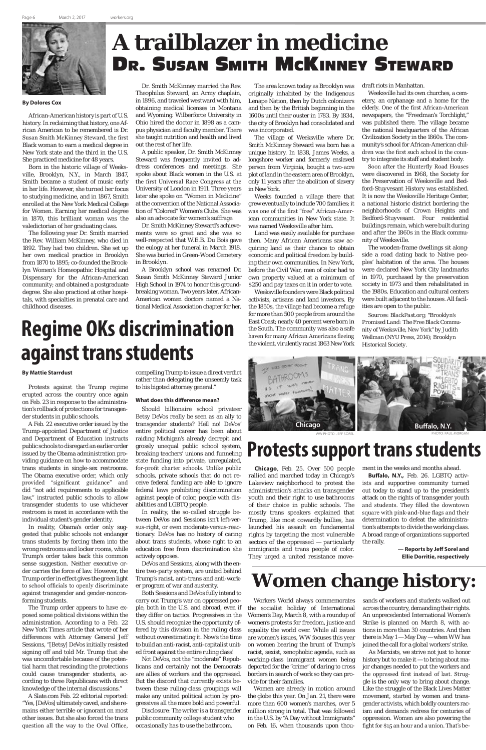# A trailblazer in medicine

## Dr. Susan Smith McKinney Steward

**By Dolores Cox**

African-American history is part of U.S. history. In reclaiming that history, one African American to be remembered is Dr. Susan Smith McKinney Steward, the first Black woman to earn a medical degree in New York state and the third in the U.S. She practiced medicine for 48 years.

Born in the historic village of Weeksville, Brooklyn, N.Y., in March 1847, Smith became a student of music early in her life. However, she turned her focus to studying medicine, and in 1867, Smith enrolled at the New York Medical College for Women. Earning her medical degree in 1870, this brilliant woman was the valedictorian of her graduating class.

The following year Dr. Smith married the Rev. William McKinney, who died in 1892. They had two children. She set up her own medical practice in Brooklyn from 1870 to 1895; co-founded the Brooklyn Women's Homeopathic Hospital and Dispensary for the African-American community; and obtained a postgraduate degree. She also practiced at other hospitals, with specialties in prenatal care and childhood diseases.

Dr. Smith McKinney married the Rev. Theophilus Steward, an Army chaplain, in 1896, and traveled westward with him, obtaining medical licenses in Montana and Wyoming. Wilberforce University in Ohio hired the doctor in 1898 as a campus physician and faculty member. There she taught nutrition and health and lived out the rest of her life.

A public speaker, Dr. Smith McKinney Steward was frequently invited to address conferences and meetings. She spoke about Black women in the U.S. at the first Universal Race Congress at the University of London in 1911. Three years later she spoke on "Women in Medicine" at the convention of the National Association of "Colored" Women's Clubs. She was also an advocate for women's suffrage.

Dr. Smith McKinney Steward's achievements were so great and she was so well-respected that W.E.B. Du Bois gave the eulogy at her funeral in March 1918. She was buried in Green-Wood Cemetery in Brooklyn.

A Brooklyn school was renamed Dr. Susan Smith McKinney Steward Junior High School in 1974 to honor this groundbreaking woman. Two years later, African-American women doctors named a National Medical Association chapter for her.

The area known today as Brooklyn was originally inhabited by the Indigenous Lenape Nation, then by Dutch colonizers and then by the British beginning in the 1600s until their ouster in 1783. By 1834, the city of Brooklyn had consolidated and was incorporated.

The village of Weeksville where Dr. Smith McKinney Steward was born has a unique history. In 1838, James Weeks, a longshore worker and formerly enslaved person from Virginia, bought a two-acre plot of land in the eastern area of Brooklyn, only 11 years after the abolition of slavery in New York.

Weeks founded a village there that grew eventually to include 700 families; it was one of the first "free" African-American communities in New York state. It was named Weeksville after him.

Land was easily available for purchase then. Many African Americans saw acquiring land as their chance to obtain economic and political freedom by building their own communities. In New York, before the Civil War, men of color had to own property valued at a minimum of $250 and pay taxes on it in order to vote.

Weeksville founders were Black political activists, artisans and land investors. By the 1850s, the village had become a refuge for more than 500 people from around the East Coast; nearly 40 percent were born in the South. The community was also a safe haven for many African Americans fleeing the violent, virulently racist 1863 New York draft riots in Manhattan.

Weeksville had its own churches, a cemetery, an orphanage and a home for the elderly. One of the first African-American newspapers, the "Freedman's Torchlight," was published there. The village became the national headquarters of the African Civilization Society in the 1860s. The community's school for African-American children was the first such school in the country to integrate its staff and student body.

Soon after the Hunterfly Road Houses were discovered in 1968, the Society for the Preservation of Weeksville and Bedford-Stuyvesant History was established. It is now the Weeksville Heritage Center, a national historic district bordering the neighborhoods of Crown Heights and Bedford-Stuyvesant. Four residential buildings remain, which were built during and after the 1860s in the Black community of Weeksville.

The wooden-frame dwellings sit alongside a road dating back to Native peoples' habitation of the area. The houses were declared New York City landmarks in 1970, purchased by the preservation society in 1973 and then rehabilitated in the 1980s. Education and cultural centers were built adjacent to the houses. All facilities are open to the public.

Sources: BlackPast.org; "Brooklyn's Promised Land: The Free Black Community of Weeksville, New York" by Judith Wellman (NYU Press, 2014); Brooklyn Historical Society.

# Regime OKs discrimination against trans students

**By Mattie Starrdust**

Protests against the Trump regime erupted across the country once again on Feb. 23 in response to the administration's rollback of protections for transgender students in public schools.

A Feb. 22 executive order issued by the Trump-appointed Department of Justice and Department of Education instructs public schools to disregard an earlier order issued by the Obama administration providing guidance on how to accommodate trans students in single-sex restrooms. The Obama executive order, which only provided "significant guidance" and did "not add requirements to applicable law," instructed public schools to allow transgender students to use whichever restroom is most in accordance with the individual student's gender identity.

In reality, Obama's order only suggested that public schools not endanger trans students by forcing them into the wrong restrooms and locker rooms, while Trump's order takes back this common sense suggestion. Neither executive order carries the force of law. However, the Trump order in effect gives the green light to school officials to openly discriminate against transgender and gender-nonconforming students.

The Trump order appears to have exposed some political divisions within the administration. According to a Feb. 22 New York Times article that wrote of her differences with Attorney General Jeff Sessions, "[Betsy] DeVos initially resisted signing off and told Mr. Trump that she was uncomfortable because of the potential harm that rescinding the protections could cause transgender students, according to three Republicans with direct knowledge of the internal discussions."

A Slate.com Feb. 22 editorial reported: "Yes, [DeVos] ultimately caved, and she remains either terrible or ignorant on most other issues. But she also forced the trans question all the way to the Oval Office, compelling Trump to issue a direct verdict rather than delegating the unseemly task to his bigoted attorney general."

### What does this difference mean?

Should billionaire school privateer Betsy DeVos really be seen as an ally to transgender students? Hell no! DeVos' entire political career has been about raiding Michigan's already decrepit and grossly unequal public school system, breaking teachers' unions and funneling state funding into private, unregulated, for-profit charter schools. Unlike public schools, private schools that do not receive federal funding are able to ignore federal laws prohibiting discrimination against people of color, people with disabilities and LGBTQ people.

In reality, the so-called struggle between DeVos and Sessions isn't left-versus-right, or even moderate-versus-reactionary. DeVos has no history of caring about trans students, whose right to an education free from discrimination she actively opposes.

DeVos and Sessions, along with the entire two-party system, are united behind Trump's racist, anti-trans and anti-worker program of war and austerity.

Both Sessions and DeVos fully intend to carry out Trump's war on oppressed people, both in the U.S. and abroad, even if they differ on tactics. Progressives in the U.S. should recognize the opportunity offered by this division in the ruling class without overestimating it. Now's the time to build an anti-racist, anti-capitalist united front against the entire ruling class!

Not DeVos, not the "moderate" Republicans and certainly not the Democrats are allies of workers and the oppressed. But the discord that currently exists between these ruling-class groupings will make any united political action by progressives all the more bold and powerful.

*Disclosure: The writer is a transgender public community college student who occasionally has to use the bathroom.*

Chicago — WW PHOTO: JEFF SOREL

Buffalo, N.Y. — PHOTO: PAUL MORGAN

# Protests support trans students

**Chicago**, Feb. 25. Over 500 people rallied and marched today in Chicago's Lakeview neighborhood to protest the administration's attacks on transgender youth and their right to use bathrooms of their choice in public schools. The mostly trans speakers explained that Trump, like most cowardly bullies, has launched his assault on fundamental rights by targeting the most vulnerable sectors of the oppressed — particularly immigrants and trans people of color. They urged a united resistance movement in the weeks and months ahead.

**Buffalo, N.Y.,** Feb. 26. LGBTQ activists and supportive community turned out today to stand up to the president's attack on the rights of transgender youth and students. They filled the downtown square with pink-and-blue flags and their determination to defeat the administration's attempts to divide the working class. A broad range of organizations supported the rally.

**— Reports by Jeff Sorel and Ellie Dorritie, respectively**

# Women change history:

Workers World always commemorates the socialist holiday of International Women's Day, March 8, with a roundup of women's protests for freedom, justice and equality the world over. While all issues are women's issues, WW focuses this year on women bearing the brunt of Trump's racist, sexist, xenophobic agenda, such as working-class immigrant women being deported for the "crime" of daring to cross borders in search of work so they can provide for their families.

Women are already in motion around the globe this year. On Jan. 21, there were more than 600 women's marches, over 5 million strong in total. That was followed in the U.S. by "A Day without Immigrants" on Feb. 16, when thousands upon thousands of workers and students walked out across the country, demanding their rights. An unprecedented International Women's Strike is planned on March 8, with actions in more than 30 countries. And then there is May 1 — May Day — when WW has joined the call for a global workers' strike.

As Marxists, we strive not just to honor history but to make it — to bring about major changes needed to put the workers and the oppressed first instead of last. Struggle is the only way to bring about change. Like the struggle of the Black Lives Matter movement, started by women and transgender activists, which boldly counters racism and demands redress for centuries of oppression. Women are also powering the fight for $15 an hour and a union. That's be-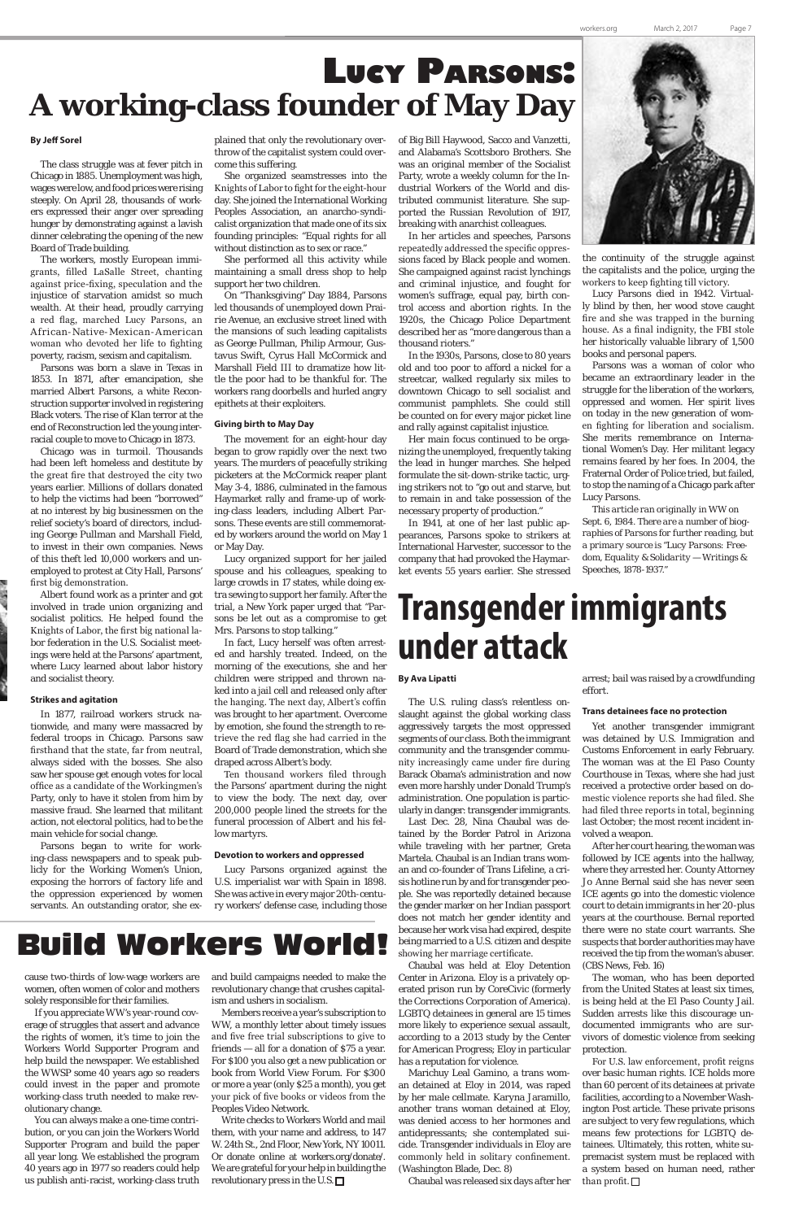# Lucy Parsons: A working-class founder of May Day

**By Jeff Sorel**

The class struggle was at fever pitch in Chicago in 1885. Unemployment was high, wages were low, and food prices were rising steeply. On April 28, thousands of workers expressed their anger over spreading hunger by demonstrating against a lavish dinner celebrating the opening of the new Board of Trade building.

The workers, mostly European immigrants, filled LaSalle Street, chanting against price-fixing, speculation and the injustice of starvation amidst so much wealth. At their head, proudly carrying a red flag, marched Lucy Parsons, an African-Native-Mexican-American woman who devoted her life to fighting poverty, racism, sexism and capitalism.

Parsons was born a slave in Texas in 1853. In 1871, after emancipation, she married Albert Parsons, a white Reconstruction supporter involved in registering Black voters. The rise of Klan terror at the end of Reconstruction led the young interracial couple to move to Chicago in 1873.

Chicago was in turmoil. Thousands had been left homeless and destitute by the great fire that destroyed the city two years earlier. Millions of dollars donated to help the victims had been "borrowed" at no interest by big businessmen on the relief society's board of directors, including George Pullman and Marshall Field, to invest in their own companies. News of this theft led 10,000 workers and unemployed to protest at City Hall, Parsons' first big demonstration.

Albert found work as a printer and got involved in trade union organizing and socialist politics. He helped found the Knights of Labor, the first big national labor federation in the U.S. Socialist meetings were held at the Parsons' apartment, where Lucy learned about labor history and socialist theory.

### Strikes and agitation

In 1877, railroad workers struck nationwide, and many were massacred by federal troops in Chicago. Parsons saw firsthand that the state, far from neutral, always sided with the bosses. She also saw her spouse get enough votes for local office as a candidate of the Workingmen's Party, only to have it stolen from him by massive fraud. She learned that militant action, not electoral politics, had to be the main vehicle for social change.

Parsons began to write for working-class newspapers and to speak publicly for the Working Women's Union, exposing the horrors of factory life and the oppression experienced by women servants. An outstanding orator, she explained that only the revolutionary overthrow of the capitalist system could overcome this suffering.

She organized seamstresses into the Knights of Labor to fight for the eight-hour day. She joined the International Working Peoples Association, an anarcho-syndicalist organization that made one of its six founding principles: "Equal rights for all without distinction as to sex or race."

She performed all this activity while maintaining a small dress shop to help support her two children.

On "Thanksgiving" Day 1884, Parsons led thousands of unemployed down Prairie Avenue, an exclusive street lined with the mansions of such leading capitalists as George Pullman, Philip Armour, Gustavus Swift, Cyrus Hall McCormick and Marshall Field III to dramatize how little the poor had to be thankful for. The workers rang doorbells and hurled angry epithets at their exploiters.

### Giving birth to May Day

The movement for an eight-hour day began to grow rapidly over the next two years. The murders of peacefully striking picketers at the McCormick reaper plant May 3-4, 1886, culminated in the famous Haymarket rally and frame-up of working-class leaders, including Albert Parsons. These events are still commemorated by workers around the world on May 1 or May Day.

Lucy organized support for her jailed spouse and his colleagues, speaking to large crowds in 17 states, while doing extra sewing to support her family. After the trial, a New York paper urged that "Parsons be let out as a compromise to get Mrs. Parsons to stop talking."

In fact, Lucy herself was often arrested and harshly treated. Indeed, on the morning of the executions, she and her children were stripped and thrown naked into a jail cell and released only after the hanging. The next day, Albert's coffin was brought to her apartment. Overcome by emotion, she found the strength to retrieve the red flag she had carried in the Board of Trade demonstration, which she draped across Albert's body.

Ten thousand workers filed through the Parsons' apartment during the night to view the body. The next day, over 200,000 people lined the streets for the funeral procession of Albert and his fellow martyrs.

### Devotion to workers and oppressed

Lucy Parsons organized against the U.S. imperialist war with Spain in 1898. She was active in every major 20th-century workers' defense case, including those of Big Bill Haywood, Sacco and Vanzetti, and Alabama's Scottsboro Brothers. She was an original member of the Socialist Party, wrote a weekly column for the Industrial Workers of the World and distributed communist literature. She supported the Russian Revolution of 1917, breaking with anarchist colleagues.

In her articles and speeches, Parsons repeatedly addressed the specific oppressions faced by Black people and women. She campaigned against racist lynchings and criminal injustice, and fought for women's suffrage, equal pay, birth control access and abortion rights. In the 1920s, the Chicago Police Department described her as "more dangerous than a thousand rioters."

In the 1930s, Parsons, close to 80 years old and too poor to afford a nickel for a streetcar, walked regularly six miles to downtown Chicago to sell socialist and communist pamphlets. She could still be counted on for every major picket line and rally against capitalist injustice.

Her main focus continued to be organizing the unemployed, frequently taking the lead in hunger marches. She helped formulate the sit-down-strike tactic, urging strikers not to "go out and starve, but to remain in and take possession of the necessary property of production."

In 1941, at one of her last public appearances, Parsons spoke to strikers at International Harvester, successor to the company that had provoked the Haymarket events 55 years earlier. She stressed the continuity of the struggle against the capitalists and the police, urging the workers to keep fighting till victory.

Lucy Parsons died in 1942. Virtually blind by then, her wood stove caught fire and she was trapped in the burning house. As a final indignity, the FBI stole her historically valuable library of 1,500 books and personal papers.

Parsons was a woman of color who became an extraordinary leader in the struggle for the liberation of the workers, oppressed and women. Her spirit lives on today in the new generation of women fighting for liberation and socialism. She merits remembrance on International Women's Day. Her militant legacy remains feared by her foes. In 2004, the Fraternal Order of Police tried, but failed, to stop the naming of a Chicago park after Lucy Parsons.

*This article ran originally in WW on Sept. 6, 1984. There are a number of biographies of Parsons for further reading, but a primary source is "Lucy Parsons: Freedom, Equality & Solidarity — Writings & Speeches, 1878-1937."*

# Transgender immigrants under attack

**By Ava Lipatti**

The U.S. ruling class's relentless onslaught against the global working class aggressively targets the most oppressed segments of our class. Both the immigrant community and the transgender community increasingly came under fire during Barack Obama's administration and now even more harshly under Donald Trump's administration. One population is particularly in danger: transgender immigrants.

Last Dec. 28, Nina Chaubal was detained by the Border Patrol in Arizona while traveling with her partner, Greta Martela. Chaubal is an Indian trans woman and co-founder of Trans Lifeline, a crisis hotline run by and for transgender people. She was reportedly detained because the gender marker on her Indian passport does not match her gender identity and because her work visa had expired, despite being married to a U.S. citizen and despite showing her marriage certificate.

Chaubal was held at Eloy Detention Center in Arizona. Eloy is a privately operated prison run by CoreCivic (formerly the Corrections Corporation of America). LGBTQ detainees in general are 15 times more likely to experience sexual assault, according to a 2013 study by the Center for American Progress; Eloy in particular has a reputation for violence.

Marichuy Leal Gamino, a trans woman detained at Eloy in 2014, was raped by her male cellmate. Karyna Jaramillo, another trans woman detained at Eloy, was denied access to her hormones and antidepressants; she contemplated suicide. Transgender individuals in Eloy are commonly held in solitary confinement. (Washington Blade, Dec. 8)

Chaubal was released six days after her arrest; bail was raised by a crowdfunding effort.

### Trans detainees face no protection

Yet another transgender immigrant was detained by U.S. Immigration and Customs Enforcement in early February. The woman was at the El Paso County Courthouse in Texas, where she had just received a protective order based on domestic violence reports she had filed. She had filed three reports in total, beginning last October; the most recent incident involved a weapon.

After her court hearing, the woman was followed by ICE agents into the hallway, where they arrested her. County Attorney Jo Anne Bernal said she has never seen ICE agents go into the domestic violence court to detain immigrants in her 20-plus years at the courthouse. Bernal reported there were no state court warrants. She suspects that border authorities may have received the tip from the woman's abuser. (CBS News, Feb. 16)

The woman, who has been deported from the United States at least six times, is being held at the El Paso County Jail. Sudden arrests like this discourage undocumented immigrants who are survivors of domestic violence from seeking protection.

For U.S. law enforcement, profit reigns over basic human rights. ICE holds more than 60 percent of its detainees at private facilities, according to a November Washington Post article. These private prisons are subject to very few regulations, which means few protections for LGBTQ detainees. Ultimately, this rotten, white supremacist system must be replaced with a system based on human need, rather than profit. □

# Build Workers World!

cause two-thirds of low-wage workers are women, often women of color and mothers solely responsible for their families.

If you appreciate WW's year-round coverage of struggles that assert and advance the rights of women, it's time to join the Workers World Supporter Program and help build the newspaper. We established the WWSP some 40 years ago so readers could invest in the paper and promote working-class truth needed to make revolutionary change.

You can always make a one-time contribution, or you can join the Workers World Supporter Program and build the paper all year long. We established the program 40 years ago in 1977 so readers could help us publish anti-racist, working-class truth and build campaigns needed to make the revolutionary change that crushes capitalism and ushers in socialism.

Members receive a year's subscription to WW, a monthly letter about timely issues and five free trial subscriptions to give to friends — all for a donation of $75 a year. For $100 you also get a new publication or book from World View Forum. For $300 or more a year (only $25 a month), you get your pick of five books or videos from the Peoples Video Network.

Write checks to Workers World and mail them, with your name and address, to 147 W. 24th St., 2nd Floor, New York, NY 10011. Or donate online at workers.org/donate/. We are grateful for your help in building the revolutionary press in the U.S. □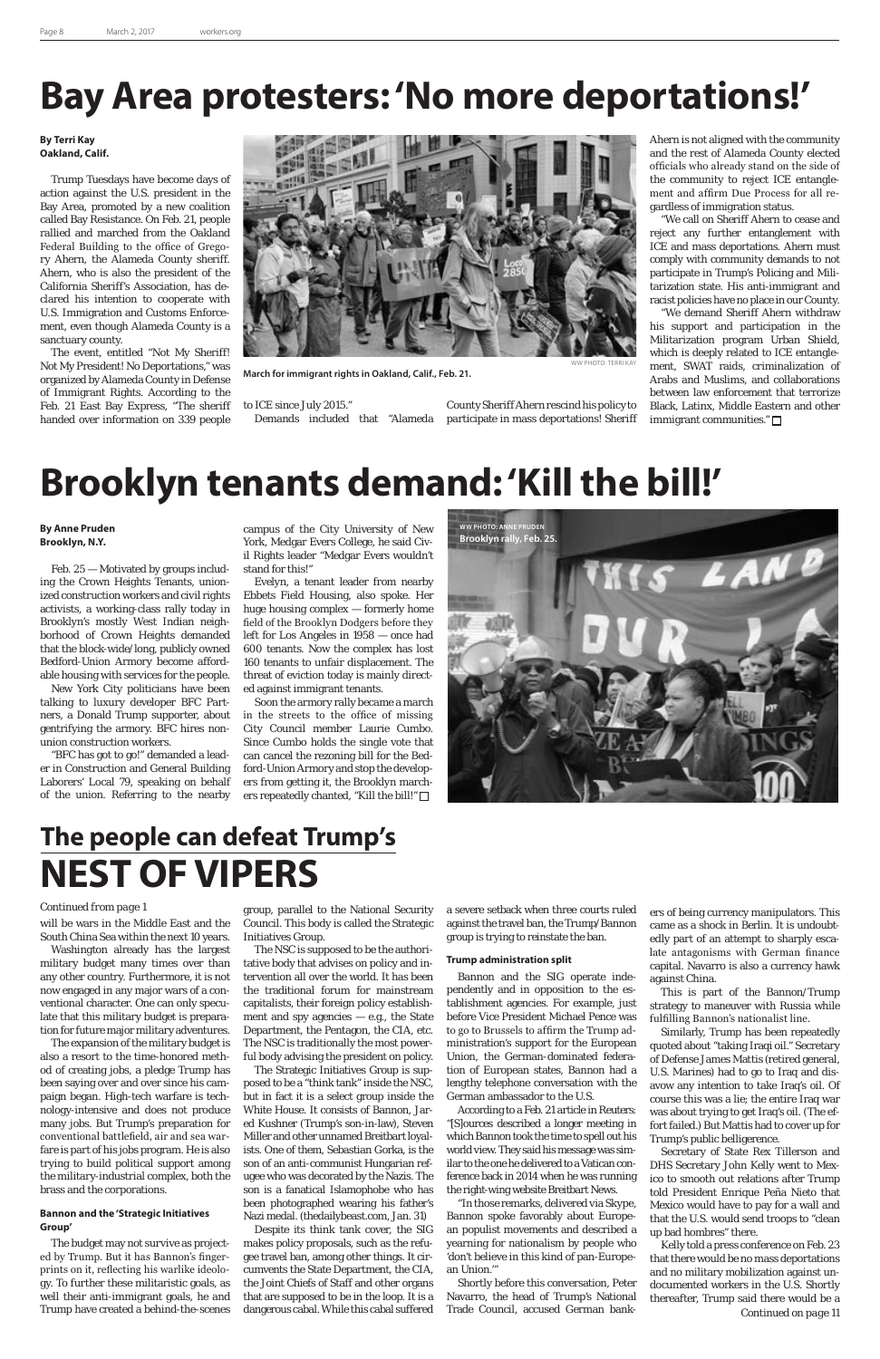# Bay Area protesters: 'No more deportations!'

**By Terri Kay**
**Oakland, Calif.**

Trump Tuesdays have become days of action against the U.S. president in the Bay Area, promoted by a new coalition called Bay Resistance. On Feb. 21, people rallied and marched from the Oakland Federal Building to the office of Gregory Ahern, the Alameda County sheriff. Ahern, who is also the president of the California Sheriff's Association, has declared his intention to cooperate with U.S. Immigration and Customs Enforcement, even though Alameda County is a sanctuary county.

The event, entitled "Not My Sheriff! Not My President! No Deportations," was organized by Alameda County in Defense of Immigrant Rights. According to the Feb. 21 East Bay Express, "The sheriff handed over information on 339 people to ICE since July 2015."

WW PHOTO: TERRI KAY

March for immigrant rights in Oakland, Calif., Feb. 21.

Demands included that "Alameda County Sheriff Ahern rescind his policy to participate in mass deportations! Sheriff Ahern is not aligned with the community and the rest of Alameda County elected officials who already stand on the side of the community to reject ICE entanglement and affirm Due Process for all regardless of immigration status.

"We call on Sheriff Ahern to cease and reject any further entanglement with ICE and mass deportations. Ahern must comply with community demands to not participate in Trump's Policing and Militarization state. His anti-immigrant and racist policies have no place in our County.

"We demand Sheriff Ahern withdraw his support and participation in the Militarization program Urban Shield, which is deeply related to ICE entanglement, SWAT raids, criminalization of Arabs and Muslims, and collaborations between law enforcement that terrorize Black, Latinx, Middle Eastern and other immigrant communities." □

# Brooklyn tenants demand: 'Kill the bill!'

**By Anne Pruden**
**Brooklyn, N.Y.**

Feb. 25 — Motivated by groups including the Crown Heights Tenants, unionized construction workers and civil rights activists, a working-class rally today in Brooklyn's mostly West Indian neighborhood of Crown Heights demanded that the block-wide/long, publicly owned Bedford-Union Armory become affordable housing with services for the people.

New York City politicians have been talking to luxury developer BFC Partners, a Donald Trump supporter, about gentrifying the armory. BFC hires non-union construction workers.

"BFC has got to go!" demanded a leader in Construction and General Building Laborers' Local 79, speaking on behalf of the union. Referring to the nearby campus of the City University of New York, Medgar Evers College, he said Civil Rights leader "Medgar Evers wouldn't stand for this!"

Evelyn, a tenant leader from nearby Ebbets Field Housing, also spoke. Her huge housing complex — formerly home field of the Brooklyn Dodgers before they left for Los Angeles in 1958 — once had 600 tenants. Now the complex has lost 160 tenants to unfair displacement. The threat of eviction today is mainly directed against immigrant tenants.

Soon the armory rally became a march in the streets to the office of missing City Council member Laurie Cumbo. Since Cumbo holds the single vote that can cancel the rezoning bill for the Bedford-Union Armory and stop the developers from getting it, the Brooklyn marchers repeatedly chanted, "Kill the bill!" □

WW PHOTO: ANNE PRUDEN

Brooklyn rally, Feb. 25.

# The people can defeat Trump's NEST OF VIPERS

Continued from page 1

will be wars in the Middle East and the South China Sea within the next 10 years.

Washington already has the largest military budget many times over than any other country. Furthermore, it is not now engaged in any major wars of a conventional character. One can only speculate that this military budget is preparation for future major military adventures.

The expansion of the military budget is also a resort to the time-honored method of creating jobs, a pledge Trump has been saying over and over since his campaign began. High-tech warfare is technology-intensive and does not produce many jobs. But Trump's preparation for conventional battlefield, air and sea warfare is part of his jobs program. He is also trying to build political support among the military-industrial complex, both the brass and the corporations.

### Bannon and the 'Strategic Initiatives Group'

The budget may not survive as projected by Trump. But it has Bannon's fingerprints on it, reflecting his warlike ideology. To further these militaristic goals, as well their anti-immigrant goals, he and Trump have created a behind-the-scenes group, parallel to the National Security Council. This body is called the Strategic Initiatives Group.

The NSC is supposed to be the authoritative body that advises on policy and intervention all over the world. It has been the traditional forum for mainstream capitalists, their foreign policy establishment and spy agencies — e.g., the State Department, the Pentagon, the CIA, etc. The NSC is traditionally the most powerful body advising the president on policy.

The Strategic Initiatives Group is supposed to be a "think tank" inside the NSC, but in fact it is a select group inside the White House. It consists of Bannon, Jared Kushner (Trump's son-in-law), Steven Miller and other unnamed Breitbart loyalists. One of them, Sebastian Gorka, is the son of an anti-communist Hungarian refugee who was decorated by the Nazis. The son is a fanatical Islamophobe who has been photographed wearing his father's Nazi medal. (thedailybeast.com, Jan. 31)

Despite its think tank cover, the SIG makes policy proposals, such as the refugee travel ban, among other things. It circumvents the State Department, the CIA, the Joint Chiefs of Staff and other organs that are supposed to be in the loop. It is a dangerous cabal. While this cabal suffered a severe setback when three courts ruled against the travel ban, the Trump/Bannon group is trying to reinstate the ban.

### Trump administration split

Bannon and the SIG operate independently and in opposition to the establishment agencies. For example, just before Vice President Michael Pence was to go to Brussels to affirm the Trump administration's support for the European Union, the German-dominated federation of European states, Bannon had a lengthy telephone conversation with the German ambassador to the U.S.

According to a Feb. 21 article in Reuters: "[S]ources described a longer meeting in which Bannon took the time to spell out his world view. They said his message was similar to the one he delivered to a Vatican conference back in 2014 when he was running the right-wing website Breitbart News.

"In those remarks, delivered via Skype, Bannon spoke favorably about European populist movements and described a yearning for nationalism by people who 'don't believe in this kind of pan-European Union.'"

Shortly before this conversation, Peter Navarro, the head of Trump's National Trade Council, accused German bankers of being currency manipulators. This came as a shock in Berlin. It is undoubtedly part of an attempt to sharply escalate antagonisms with German finance capital. Navarro is also a currency hawk against China.

This is part of the Bannon/Trump strategy to maneuver with Russia while fulfilling Bannon's nationalist line.

Similarly, Trump has been repeatedly quoted about "taking Iraqi oil." Secretary of Defense James Mattis (retired general, U.S. Marines) had to go to Iraq and disavow any intention to take Iraq's oil. Of course this was a lie; the entire Iraq war was about trying to get Iraq's oil. (The effort failed.) But Mattis had to cover up for Trump's public belligerence.

Secretary of State Rex Tillerson and DHS Secretary John Kelly went to Mexico to smooth out relations after Trump told President Enrique Peña Nieto that Mexico would have to pay for a wall and that the U.S. would send troops to "clean up bad hombres" there.

Kelly told a press conference on Feb. 23 that there would be no mass deportations and no military mobilization against undocumented workers in the U.S. Shortly thereafter, Trump said there would be a

Continued on page 11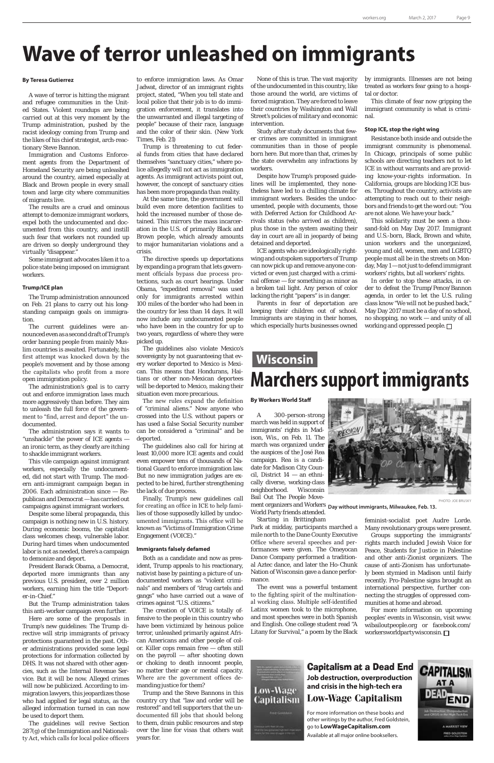# Wave of terror unleashed on immigrants

**By Teresa Gutierrez**

A wave of terror is hitting the migrant and refugee communities in the United States. Violent roundups are being carried out at this very moment by the Trump administration, pushed by the racist ideology coming from Trump and the likes of his chief strategist, arch-reactionary Steve Bannon.

Immigration and Customs Enforcement agents from the Department of Homeland Security are being unleashed around the country, aimed especially at Black and Brown people in every small town and large city where communities of migrants live.

The results are a cruel and ominous attempt to demonize immigrant workers, expel both the undocumented and documented from this country, and instill such fear that workers not rounded up are driven so deeply underground they virtually "disappear."

Some immigrant advocates liken it to a police state being imposed on immigrant workers.

### Trump/ICE plan

The Trump administration announced on Feb. 21 plans to carry out his longstanding campaign goals on immigration.

The current guidelines were announced even as a second draft of Trump's order banning people from mainly Muslim countries is awaited. Fortunately, his first attempt was knocked down by the people's movement and by those among the capitalists who profit from a more open immigration policy.

The administration's goal is to carry out and enforce immigration laws much more aggressively than before. They aim to unleash the full force of the government to "find, arrest and deport" the undocumented.

The administration says it wants to "unshackle" the power of ICE agents — an ironic term, as they clearly are itching to shackle immigrant workers.

This vile campaign against immigrant workers, especially the undocumented, did not start with Trump. The modern anti-immigrant campaign began in 2006. Each administration since — Republican and Democrat — has carried out campaigns against immigrant workers.

Despite some liberal propaganda, this campaign is nothing new in U.S. history. During economic booms, the capitalist class welcomes cheap, vulnerable labor. During hard times when undocumented labor is not as needed, there's a campaign to demonize and deport.

President Barack Obama, a Democrat, deported more immigrants than any previous U.S. president, over 2 million workers, earning him the title "Deporter-in-Chief."

But the Trump administration takes this anti-worker campaign even further.

Here are some of the proposals in Trump's new guidelines: The Trump directive will strip immigrants of privacy protections guaranteed in the past. Other administrations provided some legal protections for information collected by DHS. It was not shared with other agencies, such as the Internal Revenue Service. But it will be now. Alleged crimes will now be publicized. According to immigration lawyers, this jeopardizes those who had applied for legal status, as the alleged information turned in can now be used to deport them.

The guidelines will revive Section 287(g) of the Immigration and Nationality Act, which calls for local police officers to enforce immigration laws. As Omar Jadwat, director of an immigrant rights project, stated, "When you tell state and local police that their job is to do immigration enforcement, it translates into the unwarranted and illegal targeting of people" because of their race, language and the color of their skin. (New York Times, Feb. 21)

Trump is threatening to cut federal funds from cities that have declared themselves "sanctuary cities," where police allegedly will not act as immigration agents. As immigrant activists point out, however, the concept of sanctuary cities has been more propaganda than reality.

At the same time, the government will build even more detention facilities to hold the increased number of those detained. This mirrors the mass incarceration in the U.S. of primarily Black and Brown people, which already amounts to major humanitarian violations and a crisis.

The directive speeds up deportations by expanding a program that lets government officials bypass due process protections, such as court hearings. Under Obama, "expedited removal" was used only for immigrants arrested within 100 miles of the border who had been in the country for less than 14 days. It will now include any undocumented people who have been in the country for up to two years, regardless of where they were picked up.

The guidelines also violate Mexico's sovereignty by not guaranteeing that every worker deported to Mexico is Mexican. This means that Hondurans, Haitians or other non-Mexican deportees will be deported to Mexico, making their situation even more precarious.

The new rules expand the definition of "criminal aliens." Now anyone who crossed into the U.S. without papers or has used a false Social Security number can be considered a "criminal" and be deported.

The guidelines also call for hiring at least 10,000 more ICE agents and could even empower tens of thousands of National Guard to enforce immigration law. But no new immigration judges are expected to be hired, further strengthening the lack of due process.

Finally, Trump's new guidelines call for creating an office in ICE to help families of those supposedly killed by undocumented immigrants. This office will be known as "Victims of Immigration Crime Engagement (VOICE)."

### Immigrants falsely defamed

Both as a candidate and now as president, Trump appeals to his reactionary, nativist base by painting a picture of undocumented workers as "violent criminals" and members of "drug cartels and gangs" who have carried out a wave of crimes against "U.S. citizens."

The creation of VOICE is totally offensive to the people in this country who have been victimized by heinous police terror, unleashed primarily against African Americans and other people of color. Killer cops remain free — often still on the payroll — after shooting down or choking to death innocent people, no matter their age or mental capacity. Where are the government offices demanding justice for them?

Trump and the Steve Bannons in this country cry that "law and order will be restored" and tell supporters that the undocumented fill jobs that should belong to them, drain public resources and step over the line for visas that others wait years for.

None of this is true. The vast majority of the undocumented in this country, like those around the world, are victims of forced migration. They are forced to leave their countries by Washington and Wall Street's policies of military and economic intervention.

Study after study documents that fewer crimes are committed in immigrant communities than in those of people born here. But more than that, crimes by the state overwhelm any infractions by workers.

Despite how Trump's proposed guidelines will be implemented, they nonetheless have led to a chilling climate for immigrant workers. Besides the undocumented, people with documents, those with Deferred Action for Childhood Arrivals status (who arrived as children), plus those in the system awaiting their day in court are all in jeopardy of being detained and deported.

ICE agents who are ideologically right-wing and outspoken supporters of Trump can now pick up and remove anyone convicted or even just charged with a criminal offense — for something as minor as a broken tail light. Any person of color lacking the right "papers" is in danger.

Parents in fear of deportation are keeping their children out of school. Immigrants are staying in their homes, which especially hurts businesses owned by immigrants. Illnesses are not being treated as workers fear going to a hospital or doctor.

This climate of fear now gripping the immigrant community is what is criminal.

### Stop ICE, stop the right wing

Resistance both inside and outside the immigrant community is phenomenal. In Chicago, principals of some public schools are directing teachers not to let ICE in without warrants and are providing know-your-rights information. In California, groups are blocking ICE buses. Throughout the country, activists are attempting to reach out to their neighbors and friends to get the word out: "You are not alone. We have your back."

This solidarity must be seen a thousand-fold on May Day 2017. Immigrant and U.S.-born, Black, Brown and white, union workers and the unorganized, young and old, women, men and LGBTQ people must all be in the streets on Monday, May 1 — not just to defend immigrant workers' rights, but all workers' rights.

In order to stop these attacks, in order to defeat the Trump/Pence/Bannon agenda, in order to let the U.S. ruling class know "We will not be pushed back," May Day 2017 must be a day of no school, no shopping, no work — and unity of all working and oppressed people. □

## Wisconsin

# Marchers support immigrants

**By Workers World Staff**

A 300-person-strong march was held in support of immigrants' rights in Madison, Wis., on Feb. 11. The march was organized under the auspices of the José Rea campaign. Rea is a candidate for Madison City Council, District 14 — an ethnically diverse, working-class neighborhood. Wisconsin Bail Out The People Movement organizers and Workers World Party friends attended.

PHOTO: JOE BRUSKY

Day without immigrants, Milwaukee, Feb. 13.

Starting in Brittingham Park at midday, participants marched a mile north to the Dane County Executive Office where several speeches and performances were given. The Omeyocan Dance Company performed a traditional Aztec dance, and later the Ho-Chunk Nation of Wisconsin gave a dance performance.

The event was a powerful testament to the fighting spirit of the multinational working class. Multiple self-identified Latinx women took to the microphone, and most speeches were in both Spanish and English. One college student read "A Litany for Survival," a poem by the Black feminist-socialist poet Audre Lorde. Many revolutionary groups were present.

Groups supporting the immigrants' rights march included Jewish Voice for Peace, Students for Justice in Palestine and other anti-Zionist organizers. The cause of anti-Zionism has unfortunately been stymied in Madison until fairly recently. Pro-Palestine signs brought an international perspective, further connecting the struggles of oppressed communities at home and abroad.

For more information on upcoming peoples' events in Wisconsin, visit www.wibailoutpeople.org or facebook.com/workersworldpartywisconsin. □

**Capitalism at a Dead End**
**Job destruction, overproduction and crisis in the high-tech era**
**Low-Wage Capitalism**

For more information on these books and other writings by the author, Fred Goldstein, go to **LowWageCapitalism.com**

Available at all major online booksellers.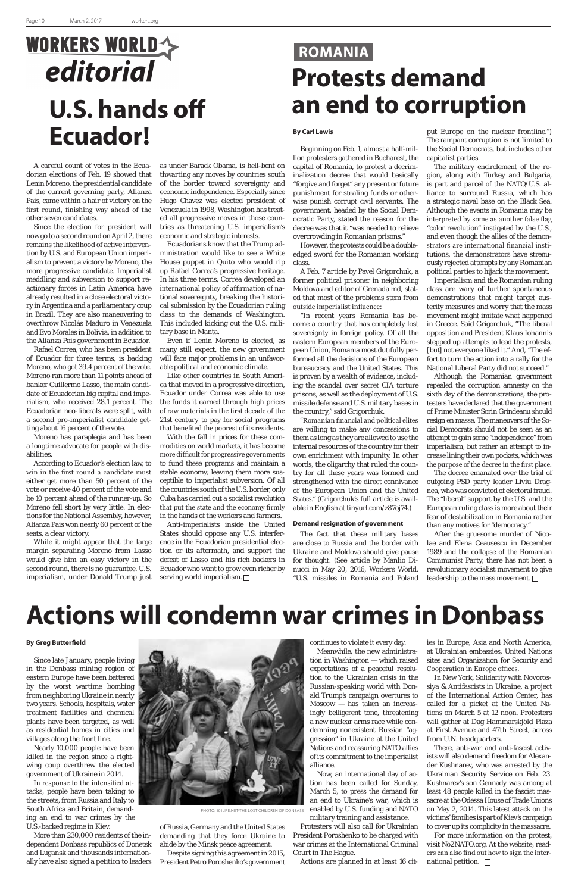# WORKERS WORLD editorial

## U.S. hands off Ecuador!

A careful count of votes in the Ecuadorian elections of Feb. 19 showed that Lenin Moreno, the presidential candidate of the current governing party, Alianza Pais, came within a hair of victory on the first round, finishing way ahead of the other seven candidates.

Since the election for president will now go to a second round on April 2, there remains the likelihood of active intervention by U.S. and European Union imperialism to prevent a victory by Moreno, the more progressive candidate. Imperialist meddling and subversion to support reactionary forces in Latin America have already resulted in a close electoral victory in Argentina and a parliamentary coup in Brazil. They are also maneuvering to overthrow Nicolás Maduro in Venezuela and Evo Morales in Bolivia, in addition to the Alianza Pais government in Ecuador.

Rafael Correa, who has been president of Ecuador for three terms, is backing Moreno, who got 39.4 percent of the vote. Moreno ran more than 11 points ahead of banker Guillermo Lasso, the main candidate of Ecuadorian big capital and imperialism, who received 28.1 percent. The Ecuadorian neo-liberals were split, with a second pro-imperialist candidate getting about 16 percent of the vote.

Moreno has paraplegia and has been a longtime advocate for people with disabilities.

According to Ecuador's election law, to win in the first round a candidate must either get more than 50 percent of the vote or receive 40 percent of the vote and be 10 percent ahead of the runner-up. So Moreno fell short by very little. In elections for the National Assembly, however, Alianza Pais won nearly 60 percent of the seats, a clear victory.

While it might appear that the large margin separating Moreno from Lasso would give him an easy victory in the second round, there is no guarantee. U.S. imperialism, under Donald Trump just as under Barack Obama, is hell-bent on thwarting any moves by countries south of the border toward sovereignty and economic independence. Especially since Hugo Chavez was elected president of Venezuela in 1998, Washington has treated all progressive moves in those countries as threatening U.S. imperialism's economic and strategic interests.

Ecuadorians know that the Trump administration would like to see a White House puppet in Quito who would rip up Rafael Correa's progressive heritage. In his three terms, Correa developed an international policy of affirmation of national sovereignty, breaking the historical submission by the Ecuadorian ruling class to the demands of Washington. This included kicking out the U.S. military base in Manta.

Even if Lenin Moreno is elected, as many still expect, the new government will face major problems in an unfavorable political and economic climate.

Like other countries in South America that moved in a progressive direction, Ecuador under Correa was able to use the funds it earned through high prices of raw materials in the first decade of the 21st century to pay for social programs that benefited the poorest of its residents.

With the fall in prices for these commodities on world markets, it has become more difficult for progressive governments to fund these programs and maintain a stable economy, leaving them more susceptible to imperialist subversion. Of all the countries south of the U.S. border, only Cuba has carried out a socialist revolution that put the state and the economy firmly in the hands of the workers and farmers.

Anti-imperialists inside the United States should oppose any U.S. interference in the Ecuadorian presidential election or its aftermath, and support the defeat of Lasso and his rich backers in Ecuador who want to grow even richer by serving world imperialism. □

# ROMANIA

## Protests demand an end to corruption

**By Carl Lewis**

Beginning on Feb. 1, almost a half-million protesters gathered in Bucharest, the capital of Romania, to protest a decriminalization decree that would basically "forgive and forget" any present or future punishment for stealing funds or otherwise punish corrupt civil servants. The government, headed by the Social Democratic Party, stated the reason for the decree was that it "was needed to relieve overcrowding in Romanian prisons."

However, the protests could be a double-edged sword for the Romanian working class.

A Feb. 7 article by Pavel Grigorchuk, a former political prisoner in neighboring Moldova and editor of Grenada.md, stated that most of the problems stem from outside imperialist influence:

"In recent years Romania has become a country that has completely lost sovereignty in foreign policy. Of all the eastern European members of the European Union, Romania most dutifully performed all the decisions of the European bureaucracy and the United States. This is proven by a wealth of evidence, including the scandal over secret CIA torture prisons, as well as the deployment of U.S. missile defense and U.S. military bases in the country," said Grigorchuk.

"Romanian financial and political elites are willing to make any concessions to them as long as they are allowed to use the internal resources of the country for their own enrichment with impunity. In other words, the oligarchy that ruled the country for all these years was formed and strengthened with the direct connivance of the European Union and the United States." (Grigorchuk's full article is available in English at tinyurl.com/z87oj74.)

### Demand resignation of government

The fact that these military bases are close to Russia and the border with Ukraine and Moldova should give pause for thought. (See article by Manlio Dinucci in May 20, 2016, Workers World, "U.S. missiles in Romania and Poland put Europe on the nuclear frontline.") The rampant corruption is not limited to the Social Democrats, but includes other capitalist parties.

The military encirclement of the region, along with Turkey and Bulgaria, is part and parcel of the NATO/U.S. alliance to surround Russia, which has a strategic naval base on the Black Sea. Although the events in Romania may be interpreted by some as another false flag "color revolution" instigated by the U.S., and even though the allies of the demonstrators are international financial institutions, the demonstrators have strenuously rejected attempts by any Romanian political parties to hijack the movement.

Imperialism and the Romanian ruling class are wary of further spontaneous demonstrations that might target austerity measures and worry that the mass movement might imitate what happened in Greece. Said Grigorchuk, "The liberal opposition and President Klaus Iohannis stepped up attempts to lead the protests, [but] not everyone liked it." And, "The effort to turn the action into a rally for the National Liberal Party did not succeed."

Although the Romanian government repealed the corruption amnesty on the sixth day of the demonstrations, the protesters have declared that the government of Prime Minister Sorin Grindeanu should resign en masse. The maneuvers of the Social Democrats should not be seen as an attempt to gain some "independence" from imperialism, but rather an attempt to increase lining their own pockets, which was the purpose of the decree in the first place.

The decree emanated over the trial of outgoing PSD party leader Liviu Dragnea, who was convicted of electoral fraud. The "liberal" support by the U.S. and the European ruling class is more about their fear of destabilization in Romania rather than any motives for "democracy."

After the gruesome murder of Nicolae and Elena Ceausescu in December 1989 and the collapse of the Romanian Communist Party, there has not been a revolutionary socialist movement to give leadership to the mass movement. □

# Actions will condemn war crimes in Donbass

**By Greg Butterfield**

Since late January, people living in the Donbass mining region of eastern Europe have been battered by the worst wartime bombing from neighboring Ukraine in nearly two years. Schools, hospitals, water treatment facilities and chemical plants have been targeted, as well as residential homes in cities and villages along the front line.

Nearly 10,000 people have been killed in the region since a right-wing coup overthrew the elected government of Ukraine in 2014.

In response to the intensified attacks, people have been taking to the streets, from Russia and Italy to South Africa and Britain, demanding an end to war crimes by the U.S.-backed regime in Kiev.

More than 230,000 residents of the independent Donbass republics of Donetsk and Lugansk and thousands internationally have also signed a petition to leaders of Russia, Germany and the United States demanding that they force Ukraine to abide by the Minsk peace agreement.

PHOTO: 101LIFE.NET-THE LOST CHILDREN OF DONBASS

Despite signing this agreement in 2015, President Petro Poroshenko's government continues to violate it every day.

Meanwhile, the new administration in Washington — which raised expectations of a peaceful resolution to the Ukrainian crisis in the Russian-speaking world with Donald Trump's campaign overtures to Moscow — has taken an increasingly belligerent tone, threatening a new nuclear arms race while condemning nonexistent Russian "aggression" in Ukraine at the United Nations and reassuring NATO allies of its commitment to the imperialist alliance.

Now, an international day of action has been called for Sunday, March 5, to press the demand for an end to Ukraine's war, which is enabled by U.S. funding and NATO military training and assistance.

Protesters will also call for Ukrainian President Poroshenko to be charged with war crimes at the International Criminal Court in The Hague.

Actions are planned in at least 16 cities in Europe, Asia and North America, at Ukrainian embassies, United Nations sites and Organization for Security and Cooperation in Europe offices.

In New York, Solidarity with Novorossiya & Antifascists in Ukraine, a project of the International Action Center, has called for a picket at the United Nations on March 5 at 12 noon. Protesters will gather at Dag Hammarskjöld Plaza at First Avenue and 47th Street, across from U.N. headquarters.

There, anti-war and anti-fascist activists will also demand freedom for Alexander Kushnarev, who was arrested by the Ukrainian Security Service on Feb. 23. Kushnarev's son Gennady was among at least 48 people killed in the fascist massacre at the Odessa House of Trade Unions on May 2, 2014. This latest attack on the victims' families is part of Kiev's campaign to cover up its complicity in the massacre.

For more information on the protest, visit No2NATO.org. At the website, readers can also find out how to sign the international petition. □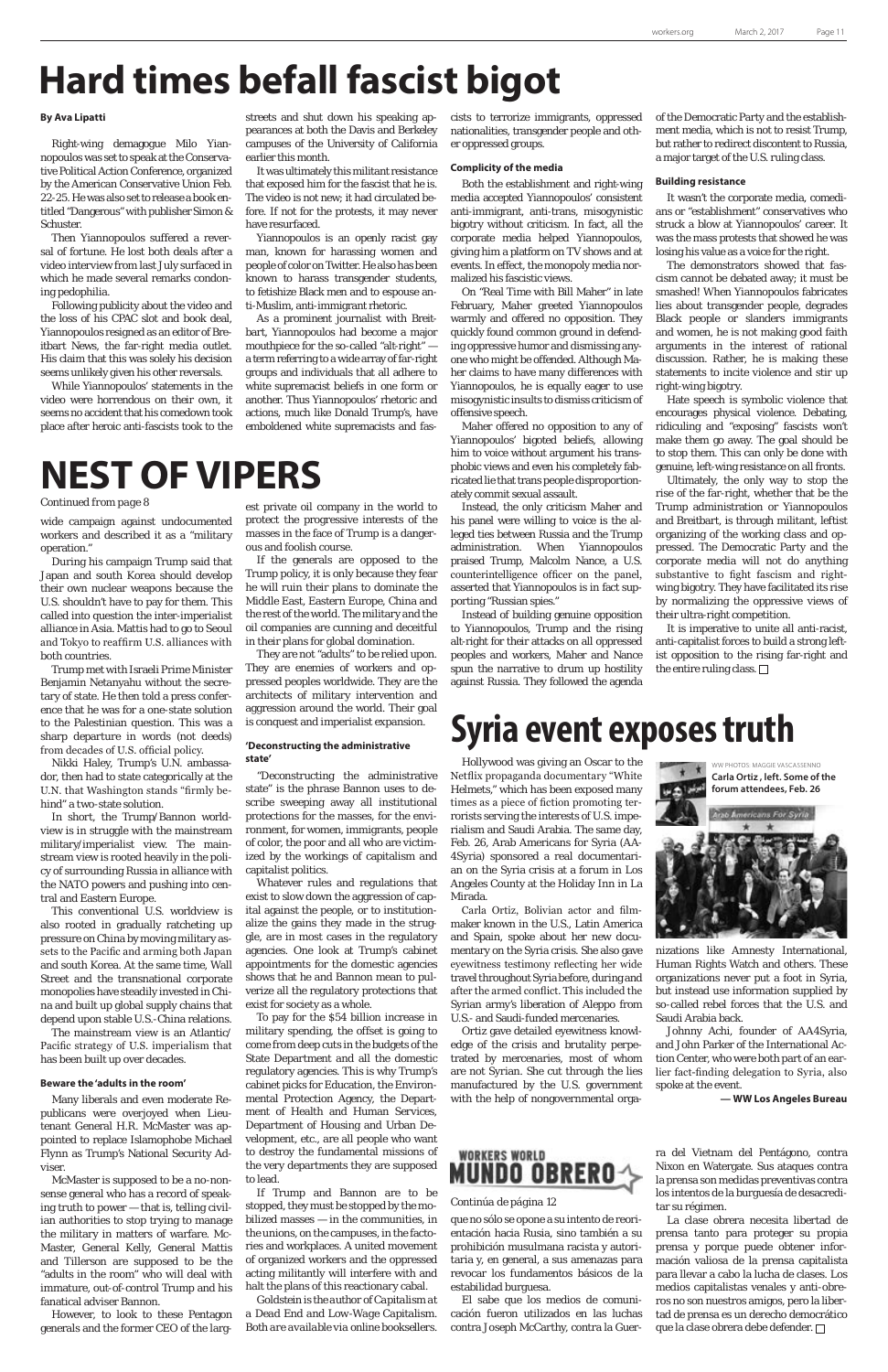# Hard times befall fascist bigot

**By Ava Lipatti**

Right-wing demagogue Milo Yiannopoulos was set to speak at the Conservative Political Action Conference, organized by the American Conservative Union Feb. 22-25. He was also set to release a book entitled "Dangerous" with publisher Simon & Schuster.

Then Yiannopoulos suffered a reversal of fortune. He lost both deals after a video interview from last July surfaced in which he made several remarks condoning pedophilia.

Following publicity about the video and the loss of his CPAC slot and book deal, Yiannopoulos resigned as an editor of Breitbart News, the far-right media outlet. His claim that this was solely his decision seems unlikely given his other reversals.

While Yiannopoulos' statements in the video were horrendous on their own, it seems no accident that his comedown took place after heroic anti-fascists took to the streets and shut down his speaking appearances at both the Davis and Berkeley campuses of the University of California earlier this month.

It was ultimately this militant resistance that exposed him for the fascist that he is. The video is not new; it had circulated before. If not for the protests, it may never have resurfaced.

Yiannopoulos is an openly racist gay man, known for harassing women and people of color on Twitter. He also has been known to harass transgender students, to fetishize Black men and to espouse anti-Muslim, anti-immigrant rhetoric.

As a prominent journalist with Breitbart, Yiannopoulos had become a major mouthpiece for the so-called "alt-right" — a term referring to a wide array of far-right groups and individuals that all adhere to white supremacist beliefs in one form or another. Thus Yiannopoulos' rhetoric and actions, much like Donald Trump's, have emboldened white supremacists and fascists to terrorize immigrants, oppressed nationalities, transgender people and other oppressed groups.

### Complicity of the media

Both the establishment and right-wing media accepted Yiannopoulos' consistent anti-immigrant, anti-trans, misogynistic bigotry without criticism. In fact, all the corporate media helped Yiannopoulos, giving him a platform on TV shows and at events. In effect, the monopoly media normalized his fascistic views.

On "Real Time with Bill Maher" in late February, Maher greeted Yiannopoulos warmly and offered no opposition. They quickly found common ground in defending oppressive humor and dismissing anyone who might be offended. Although Maher claims to have many differences with Yiannopoulos, he is equally eager to use misogynistic insults to dismiss criticism of offensive speech.

Maher offered no opposition to any of Yiannopoulos' bigoted beliefs, allowing him to voice without argument his transphobic views and even his completely fabricated lie that trans people disproportionately commit sexual assault.

Instead, the only criticism Maher and his panel were willing to voice is the alleged ties between Russia and the Trump administration. When Yiannopoulos praised Trump, Malcolm Nance, a U.S. counterintelligence officer on the panel, asserted that Yiannopoulos is in fact supporting "Russian spies."

Instead of building genuine opposition to Yiannopoulos, Trump and the rising alt-right for their attacks on all oppressed peoples and workers, Maher and Nance spun the narrative to drum up hostility against Russia. They followed the agenda of the Democratic Party and the establishment media, which is not to resist Trump, but rather to redirect discontent to Russia, a major target of the U.S. ruling class.

### Building resistance

It wasn't the corporate media, comedians or "establishment" conservatives who struck a blow at Yiannopoulos' career. It was the mass protests that showed he was losing his value as a voice for the right.

The demonstrators showed that fascism cannot be debated away; it must be smashed! When Yiannopoulos fabricates lies about transgender people, degrades Black people or slanders immigrants and women, he is not making good faith arguments in the interest of rational discussion. Rather, he is making these statements to incite violence and stir up right-wing bigotry.

Hate speech is symbolic violence that encourages physical violence. Debating, ridiculing and "exposing" fascists won't make them go away. The goal should be to stop them. This can only be done with genuine, left-wing resistance on all fronts.

Ultimately, the only way to stop the rise of the far-right, whether that be the Trump administration or Yiannopoulos and Breitbart, is through militant, leftist organizing of the working class and oppressed. The Democratic Party and the corporate media will not do anything substantive to fight fascism and right-wing bigotry. They have facilitated its rise by normalizing the oppressive views of their ultra-right competition.

It is imperative to unite all anti-racist, anti-capitalist forces to build a strong left-ist opposition to the rising far-right and the entire ruling class. □

# NEST OF VIPERS

Continued from page 8

wide campaign against undocumented workers and described it as a "military operation."

During his campaign Trump said that Japan and south Korea should develop their own nuclear weapons because the U.S. shouldn't have to pay for them. This called into question the inter-imperialist alliance in Asia. Mattis had to go to Seoul and Tokyo to reaffirm U.S. alliances with both countries.

Trump met with Israeli Prime Minister Benjamin Netanyahu without the secretary of state. He then told a press conference that he was for a one-state solution to the Palestinian question. This was a sharp departure in words (not deeds) from decades of U.S. official policy.

Nikki Haley, Trump's U.N. ambassador, then had to state categorically at the U.N. that Washington stands "firmly behind" a two-state solution.

In short, the Trump/Bannon worldview is in struggle with the mainstream military/imperialist view. The mainstream view is rooted heavily in the policy of surrounding Russia in alliance with the NATO powers and pushing into central and Eastern Europe.

This conventional U.S. worldview is also rooted in gradually ratcheting up pressure on China by moving military assets to the Pacific and arming both Japan and south Korea. At the same time, Wall Street and the transnational corporate monopolies have steadily invested in China and built up global supply chains that depend upon stable U.S.-China relations.

The mainstream view is an Atlantic/Pacific strategy of U.S. imperialism that has been built up over decades.

### Beware the 'adults in the room'

Many liberals and even moderate Republicans were overjoyed when Lieutenant General H.R. McMaster was appointed to replace Islamophobe Michael Flynn as Trump's National Security Adviser.

McMaster is supposed to be a no-nonsense general who has a record of speaking truth to power — that is, telling civilian authorities to stop trying to manage the military in matters of warfare. McMaster, General Kelly, General Mattis and Tillerson are supposed to be the "adults in the room" who will deal with immature, out-of-control Trump and his fanatical adviser Bannon.

However, to look to these Pentagon generals and the former CEO of the largest private oil company in the world to protect the progressive interests of the masses in the face of Trump is a dangerous and foolish course.

If the generals are opposed to the Trump policy, it is only because they fear he will ruin their plans to dominate the Middle East, Eastern Europe, China and the rest of the world. The military and the oil companies are cunning and deceitful in their plans for global domination.

They are not "adults" to be relied upon. They are enemies of workers and oppressed peoples worldwide. They are the architects of military intervention and aggression around the world. Their goal is conquest and imperialist expansion.

### 'Deconstructing the administrative state'

"Deconstructing the administrative state" is the phrase Bannon uses to describe sweeping away all institutional protections for the masses, for the environment, for women, immigrants, people of color, the poor and all who are victimized by the workings of capitalism and capitalist politics.

Whatever rules and regulations that exist to slow down the aggression of capital against the people, or to institutionalize the gains they made in the struggle, are in most cases in the regulatory agencies. One look at Trump's cabinet appointments for the domestic agencies shows that he and Bannon mean to pulverize all the regulatory protections that exist for society as a whole.

To pay for the $54 billion increase in military spending, the offset is going to come from deep cuts in the budgets of the State Department and all the domestic regulatory agencies. This is why Trump's cabinet picks for Education, the Environmental Protection Agency, the Department of Health and Human Services, Department of Housing and Urban Development, etc., are all people who want to destroy the fundamental missions of the very departments they are supposed to lead.

If Trump and Bannon are to be stopped, they must be stopped by the mobilized masses — in the communities, in the unions, on the campuses, in the factories and workplaces. A united movement of organized workers and the oppressed acting militantly will interfere with and halt the plans of this reactionary cabal.

*Goldstein is the author of Capitalism at a Dead End and Low-Wage Capitalism. Both are available via online booksellers.*

# Syria event exposes truth

WW PHOTOS: MAGGIE VASCASSENNO
**Carla Ortiz , left. Some of the forum attendees, Feb. 26**

Hollywood was giving an Oscar to the Netflix propaganda documentary "White Helmets," which has been exposed many times as a piece of fiction promoting terrorists serving the interests of U.S. imperialism and Saudi Arabia. The same day, Feb. 26, Arab Americans for Syria (AA4Syria) sponsored a real documentarian on the Syria crisis at a forum in Los Angeles County at the Holiday Inn in La Mirada.

Carla Ortiz, Bolivian actor and filmmaker known in the U.S., Latin America and Spain, spoke about her new documentary on the Syria crisis. She also gave eyewitness testimony reflecting her wide travel throughout Syria before, during and after the armed conflict. This included the Syrian army's liberation of Aleppo from U.S.- and Saudi-funded mercenaries.

Ortiz gave detailed eyewitness knowledge of the crisis and brutality perpetrated by mercenaries, most of whom are not Syrian. She cut through the lies manufactured by the U.S. government with the help of nongovernmental organizations like Amnesty International, Human Rights Watch and others. These organizations never put a foot in Syria, but instead use information supplied by so-called rebel forces that the U.S. and Saudi Arabia back.

Johnny Achi, founder of AA4Syria, and John Parker of the International Action Center, who were both part of an earlier fact-finding delegation to Syria, also spoke at the event.

**— WW Los Angeles Bureau**

## WORKERS WORLD MUNDO OBRERO

Continúa de página 12

que no sólo se opone a su intento de reorientación hacia Rusia, sino también a su prohibición musulmana racista y autoritaria y, en general, a sus amenazas para revocar los fundamentos básicos de la estabilidad burguesa.

El sabe que los medios de comunicación fueron utilizados en las luchas contra Joseph McCarthy, contra la Guerra del Vietnam del Pentágono, contra Nixon en Watergate. Sus ataques contra la prensa son medidas preventivas contra los intentos de la burguesía de desacreditar su régimen.

La clase obrera necesita libertad de prensa tanto para proteger su propia prensa y porque puede obtener información valiosa de la prensa capitalista para llevar a cabo la lucha de clases. Los medios capitalistas venales y anti-obreros no son nuestros amigos, pero la libertad de prensa es un derecho democrático que la clase obrera debe defender. □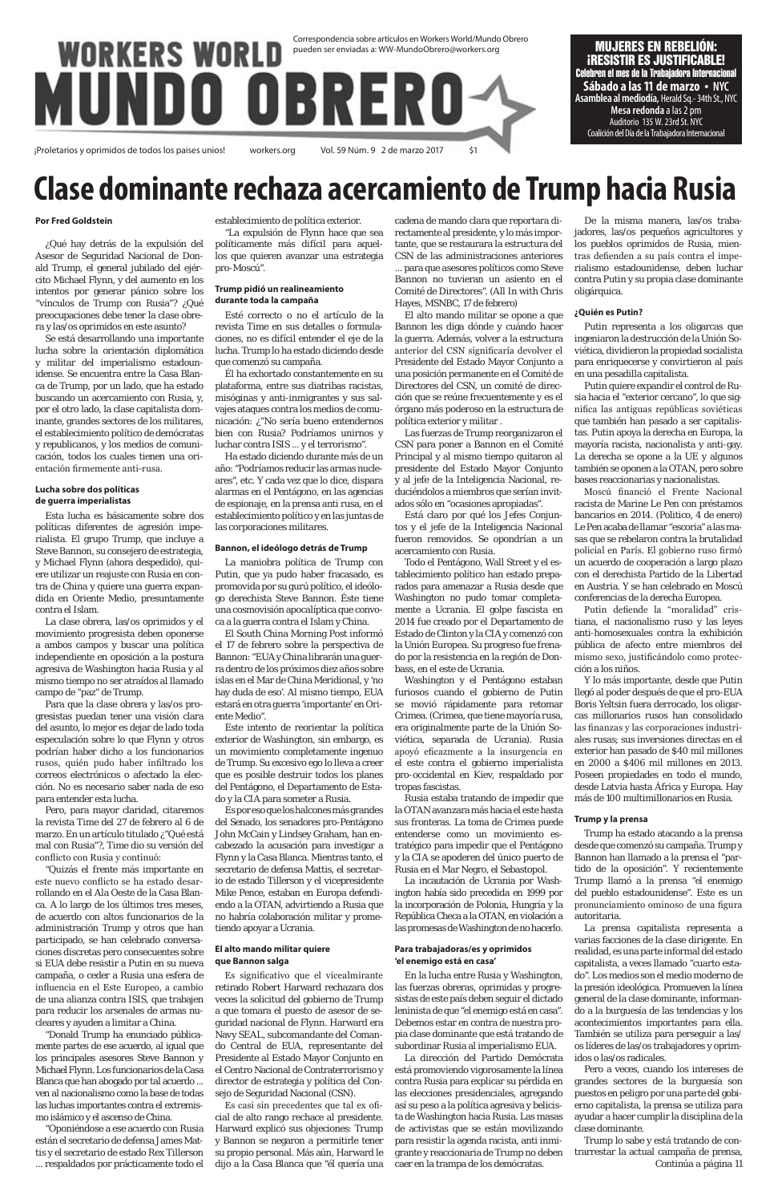# WORKERS WORLD MUNDO OBRERO

Correspondencia sobre artículos en Workers World/Mundo Obrero pueden ser enviadas a: WW-MundoObrero@workers.org

¡Proletarios y oprimidos de todos los países uníos! workers.org Vol. 59 Núm. 9 2 de marzo 2017 $1

**MUJERES EN REBELIÓN: ¡RESISTIR ES JUSTIFICABLE!**
**Celebren el mes de la Trabajadora Internacional**
**Sábado a las 11 de marzo • NYC**
**Asamblea al mediodía,** Herald Sq.- 34th St., NYC
**Mesa redonda** a las 2 pm
Auditorio 135 W. 23rd St. NYC
Coalición del Día de la Trabajadora Internacional

# Clase dominante rechaza acercamiento de Trump hacia Rusia

**Por Fred Goldstein**

¿Qué hay detrás de la expulsión del Asesor de Seguridad Nacional de Donald Trump, el general jubilado del ejército Michael Flynn, y del aumento en los intentos por generar pánico sobre los "vínculos de Trump con Rusia"? ¿Qué preocupaciones debe tener la clase obrera y las/os oprimidos en este asunto?

Se está desarrollando un importante lucha sobre la orientación diplomática y militar del imperialismo estadounidense. Se encuentra entre la Casa Blanca de Trump, por un lado, que ha estado buscando un acercamiento con Rusia, y, por el otro lado, la clase capitalista dominante, grandes sectores de los militares, el establecimiento político de demócratas y republicanos, y los medios de comunicación, todos los cuales tienen una orientación firmemente anti-rusa.

### Lucha sobre dos políticas de guerra imperialistas

Esta lucha es básicamente sobre dos políticas diferentes de agresión imperialista. El grupo Trump, que incluye a Steve Bannon, su consejero de estrategia, y Michael Flynn (ahora despedido), quiere utilizar un reajuste con Rusia en contra de China y quiere una guerra expandida en Oriente Medio, presuntamente contra el Islam.

La clase obrera, las/os oprimidos y el movimiento progresista deben oponerse a ambos campos y buscar una política independiente en oposición a la postura agresiva de Washington hacia Rusia y al mismo tiempo no ser atraídos al llamado campo de "paz" de Trump.

Para que la clase obrera y las/os progresistas puedan tener una visión clara del asunto, lo mejor es dejar de lado toda especulación sobre lo que Flynn y otros podrían haber dicho a los funcionarios rusos, quién pudo haber infiltrado los correos electrónicos o afectado la elección. No es necesario saber nada de eso para entender esta lucha.

Pero, para mayor claridad, citaremos la revista Time del 27 de febrero al 6 de marzo. En un artículo titulado ¿"Qué está mal con Rusia"?, Time dio su versión del conflicto con Rusia y continuó:

"Quizás el frente más importante en este nuevo conflicto se ha estado desarrollando en el Ala Oeste de la Casa Blanca. A lo largo de los últimos tres meses, de acuerdo con altos funcionarios de la administración Trump y otros que han participado, se han celebrado conversaciones discretas pero consecuentes sobre si EUA debe resistir a Putin en su nueva campaña, o ceder a Rusia una esfera de influencia en el Este Europeo, a cambio de una alianza contra ISIS, que trabajen para reducir los arsenales de armas nucleares y ayuden a limitar a China.

"Donald Trump ha enunciado públicamente partes de ese acuerdo, al igual que los principales asesores Steve Bannon y Michael Flynn. Los funcionarios de la Casa Blanca que han abogado por tal acuerdo ... ven al nacionalismo como la base de todas las luchas importantes contra el extremismo islámico y el ascenso de China.

"Oponiéndose a ese acuerdo con Rusia están el secretario de defensa James Mattis y el secretario de estado Rex Tillerson ... respaldados por prácticamente todo el establecimiento de política exterior.

"La expulsión de Flynn hace que sea políticamente más difícil para aquellos que quieren avanzar una estrategia pro-Moscú".

### Trump pidió un realineamiento durante toda la campaña

Esté correcto o no el artículo de la revista Time en sus detalles o formulaciones, no es difícil entender el eje de la lucha. Trump lo ha estado diciendo desde que comenzó su campaña.

Él ha exhortado constantemente en su plataforma, entre sus diatribas racistas, misóginas y anti-inmigrantes y sus salvajes ataques contra los medios de comunicación: ¿"No sería bueno entendernos bien con Rusia? Podríamos unirnos y luchar contra ISIS ... y el terrorismo".

Ha estado diciendo durante más de un año: "Podríamos reducir las armas nucleares", etc. Y cada vez que lo dice, dispara alarmas en el Pentágono, en las agencias de espionaje, en la prensa anti rusa, en el establecimiento político y en las juntas de las corporaciones militares.

### Bannon, el ideólogo detrás de Trump

La maniobra política de Trump con Putin, que ya pudo haber fracasado, es promovida por su gurú político, el ideólogo derechista Steve Bannon. Éste tiene una cosmovisión apocalíptica que convoca a la guerra contra el Islam y China.

El South China Morning Post informó el 17 de febrero sobre la perspectiva de Bannon: "EUA y China librarán una guerra dentro de los próximos diez años sobre islas en el Mar de China Meridional, y 'no hay duda de eso'. Al mismo tiempo, EUA estará en otra guerra 'importante' en Oriente Medio".

Este intento de reorientar la política exterior de Washington, sin embargo, es un movimiento completamente ingenuo de Trump. Su excesivo ego lo lleva a creer que es posible destruir todos los planes del Pentágono, el Departamento de Estado y la CIA para someter a Rusia.

Es por eso que los halcones más grandes del Senado, los senadores pro-Pentágono John McCain y Lindsey Graham, han encabezado la acusación para investigar a Flynn y la Casa Blanca. Mientras tanto, el secretario de defensa Mattis, el secretario de estado Tillerson y el vicepresidente Mike Pence, estaban en Europa defendiendo a la OTAN, advirtiendo a Rusia que no habría colaboración militar y prometiendo apoyar a Ucrania.

### El alto mando militar quiere que Bannon salga

Es significativo que el vicealmirante retirado Robert Harward rechazara dos veces la solicitud del gobierno de Trump a que tomara el puesto de asesor de seguridad nacional de Flynn. Harward era Navy SEAL, subcomandante del Comando Central de EUA, representante del Presidente al Estado Mayor Conjunto en el Centro Nacional de Contraterrorismo y director de estrategia y política del Consejo de Seguridad Nacional (CSN).

Es casi sin precedentes que tal ex oficial de alto rango rechace al presidente. Harward explicó sus objeciones: Trump y Bannon se negaron a permitirle tener su propio personal. Más aún, Harward le dijo a la Casa Blanca que "él quería una cadena de mando clara que reportara directamente al presidente, y lo más importante, que se restaurara la estructura del CSN de las administraciones anteriores ... para que asesores políticos como Steve Bannon no tuvieran un asiento en el Comité de Directores". (All In with Chris Hayes, MSNBC, 17 de febrero)

El alto mando militar se opone a que Bannon les diga dónde y cuándo hacer la guerra. Además, volver a la estructura anterior del CSN significaría devolver el Presidente del Estado Mayor Conjunto a una posición permanente en el Comité de Directores del CSN, un comité de dirección que se reúne frecuentemente y es el órgano más poderoso en la estructura de política exterior y militar .

Las fuerzas de Trump reorganizaron el CSN para poner a Bannon en el Comité Principal y al mismo tiempo quitaron al presidente del Estado Mayor Conjunto y al jefe de la Inteligencia Nacional, reduciéndolos a miembros que serían invitados sólo en "ocasiones apropiadas".

Está claro por qué los Jefes Conjuntos y el jefe de la Inteligencia Nacional fueron removidos. Se opondrían a un acercamiento con Rusia.

Todo el Pentágono, Wall Street y el establecimiento político han estado preparados para amenazar a Rusia desde que Washington no pudo tomar completamente a Ucrania. El golpe fascista en 2014 fue creado por el Departamento de Estado de Clinton y la CIA y comenzó con la Unión Europea. Su progreso fue frenado por la resistencia en la región de Donbass, en el este de Ucrania.

Washington y el Pentágono estaban furiosos cuando el gobierno de Putin se movió rápidamente para retomar Crimea. (Crimea, que tiene mayoría rusa, era originalmente parte de la Unión Soviética, separada de Ucrania). Rusia apoyó eficazmente a la insurgencia en el este contra el gobierno imperialista pro-occidental en Kiev, respaldado por tropas fascistas.

Rusia estaba tratando de impedir que la OTAN avanzara más hacia el este hasta sus fronteras. La toma de Crimea puede entenderse como un movimiento estratégico para impedir que el Pentágono y la CIA se apoderen del único puerto de Rusia en el Mar Negro, el Sebastopol.

La incautación de Ucrania por Washington había sido precedida en 1999 por la incorporación de Polonia, Hungría y la República Checa a la OTAN, en violación a las promesas de Washington de no hacerlo.

### Para trabajadoras/es y oprimidos 'el enemigo está en casa'

En la lucha entre Rusia y Washington, las fuerzas obreras, oprimidas y progresistas de este país deben seguir el dictado leninista de que "el enemigo está en casa". Debemos estar en contra de nuestra propia clase dominante que está tratando de subordinar Rusia al imperialismo EUA.

La dirección del Partido Demócrata está promoviendo vigorosamente la línea contra Rusia para explicar su pérdida en las elecciones presidenciales, agregando así su peso a la política agresiva y belicista de Washington hacia Rusia. Las masas de activistas que se están movilizando para resistir la agenda racista, anti inmigrante y reaccionaria de Trump no deben caer en la trampa de los demócratas.

De la misma manera, las/os trabajadores, las/os pequeños agricultores y los pueblos oprimidos de Rusia, mientras defienden a su país contra el imperialismo estadounidense, deben luchar contra Putin y su propia clase dominante oligárquica.

### ¿Quién es Putin?

Putin representa a los oligarcas que ingeniaron la destrucción de la Unión Soviética, dividieron la propiedad socialista para enriquecerse y convirtieron al país en una pesadilla capitalista.

Putin quiere expandir el control de Rusia hacia el "exterior cercano", lo que significa las antiguas repúblicas soviéticas que también han pasado a ser capitalistas. Putin apoya la derecha en Europa, la mayoría racista, nacionalista y anti-gay. La derecha se opone a la UE y algunos también se oponen a la OTAN, pero sobre bases reaccionarias y nacionalistas.

Moscú financió el Frente Nacional racista de Marine Le Pen con préstamos bancarios en 2014. (Politico, 4 de enero) Le Pen acaba de llamar "escoria" a las masas que se rebelaron contra la brutalidad policial en París. El gobierno ruso firmó un acuerdo de cooperación a largo plazo con el derechista Partido de la Libertad en Austria. Y se han celebrado en Moscú conferencias de la derecha Europea.

Putin defiende la "moralidad" cristiana, el nacionalismo ruso y las leyes anti-homosexuales contra la exhibición pública de afecto entre miembros del mismo sexo, justificándolo como protección a los niños.

Y lo más importante, desde que Putin llegó al poder después de que el pro-EUA Boris Yeltsin fuera derrocado, los oligarcas millonarios rusos han consolidado las finanzas y las corporaciones industriales rusas; sus inversiones directas en el exterior han pasado de $40 mil millones en 2000 a $406 mil millones en 2013. Poseen propiedades en todo el mundo, desde Latvia hasta África y Europa. Hay más de 100 multimillonarios en Rusia.

### Trump y la prensa

Trump ha estado atacando a la prensa desde que comenzó su campaña. Trump y Bannon han llamado a la prensa el "partido de la oposición". Y recientemente Trump llamó a la prensa "el enemigo del pueblo estadounidense". Este es un pronunciamiento ominoso de una figura autoritaria.

La prensa capitalista representa a varias facciones de la clase dirigente. En realidad, es una parte informal del estado capitalista, a veces llamado "cuarto estado". Los medios son el medio moderno de la presión ideológica. Promueven la línea general de la clase dominante, informando a la burguesía de las tendencias y los acontecimientos importantes para ella. También se utiliza para perseguir a las/os líderes de las/os trabajadores y oprimidos o las/os radicales.

Pero a veces, cuando los intereses de grandes sectores de la burguesía son puestos en peligro por una parte del gobierno capitalista, la prensa se utiliza para ayudar a hacer cumplir la disciplina de la clase dominante.

Trump lo sabe y está tratando de contrarrestar la actual campaña de prensa,

Continúa a página 11